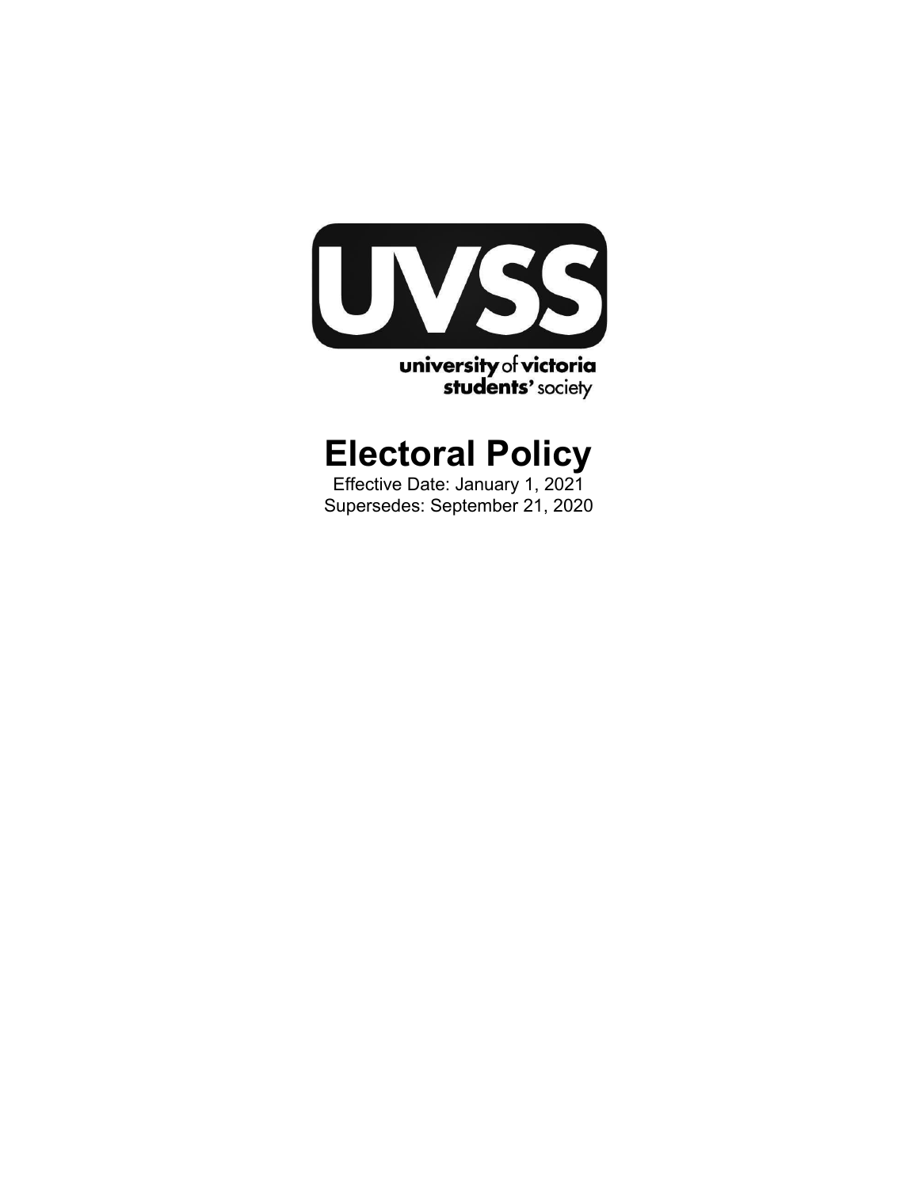UVSS

university of victoria
students' society

# Electoral Policy

Effective Date: January 1, 2021
Supersedes: September 21, 2020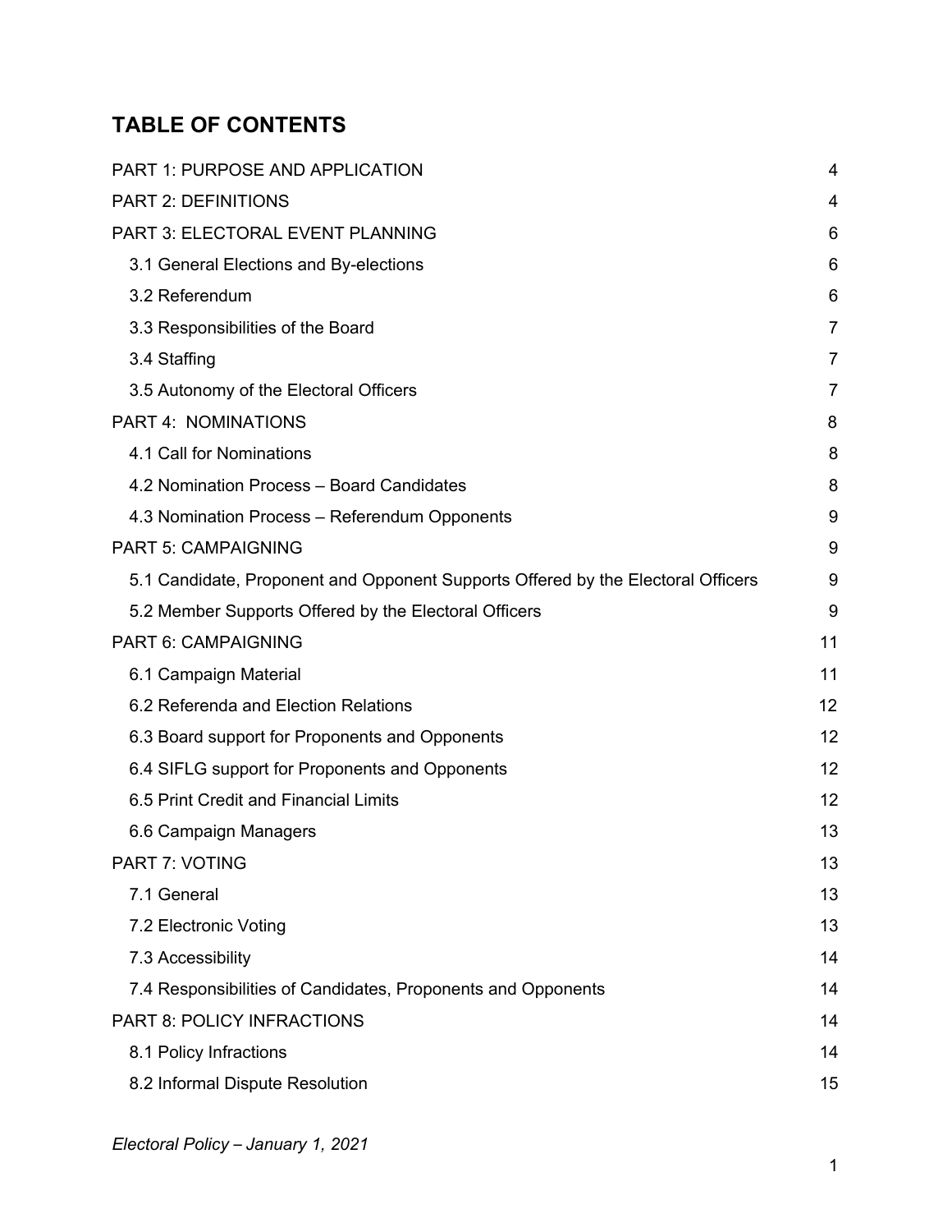## TABLE OF CONTENTS

| | |
|---|---|
| PART 1: PURPOSE AND APPLICATION | 4 |
| PART 2: DEFINITIONS | 4 |
| PART 3: ELECTORAL EVENT PLANNING | 6 |
| 3.1 General Elections and By-elections | 6 |
| 3.2 Referendum | 6 |
| 3.3 Responsibilities of the Board | 7 |
| 3.4 Staffing | 7 |
| 3.5 Autonomy of the Electoral Officers | 7 |
| PART 4: NOMINATIONS | 8 |
| 4.1 Call for Nominations | 8 |
| 4.2 Nomination Process – Board Candidates | 8 |
| 4.3 Nomination Process – Referendum Opponents | 9 |
| PART 5: CAMPAIGNING | 9 |
| 5.1 Candidate, Proponent and Opponent Supports Offered by the Electoral Officers | 9 |
| 5.2 Member Supports Offered by the Electoral Officers | 9 |
| PART 6: CAMPAIGNING | 11 |
| 6.1 Campaign Material | 11 |
| 6.2 Referenda and Election Relations | 12 |
| 6.3 Board support for Proponents and Opponents | 12 |
| 6.4 SIFLG support for Proponents and Opponents | 12 |
| 6.5 Print Credit and Financial Limits | 12 |
| 6.6 Campaign Managers | 13 |
| PART 7: VOTING | 13 |
| 7.1 General | 13 |
| 7.2 Electronic Voting | 13 |
| 7.3 Accessibility | 14 |
| 7.4 Responsibilities of Candidates, Proponents and Opponents | 14 |
| PART 8: POLICY INFRACTIONS | 14 |
| 8.1 Policy Infractions | 14 |
| 8.2 Informal Dispute Resolution | 15 |

*Electoral Policy – January 1, 2021*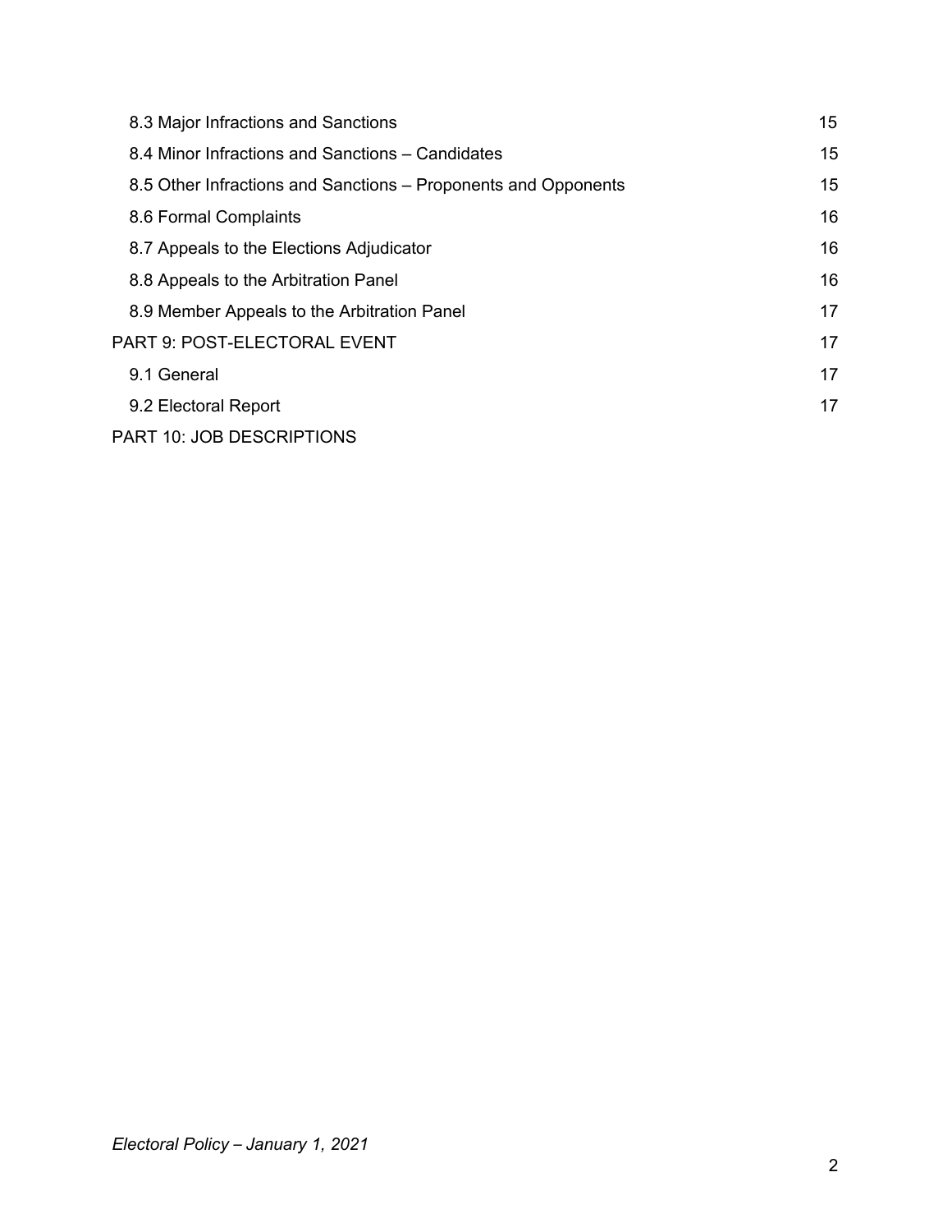8.3 Major Infractions and Sanctions 15

8.4 Minor Infractions and Sanctions – Candidates 15

8.5 Other Infractions and Sanctions – Proponents and Opponents 15

8.6 Formal Complaints 16

8.7 Appeals to the Elections Adjudicator 16

8.8 Appeals to the Arbitration Panel 16

8.9 Member Appeals to the Arbitration Panel 17

PART 9: POST-ELECTORAL EVENT 17

9.1 General 17

9.2 Electoral Report 17

PART 10: JOB DESCRIPTIONS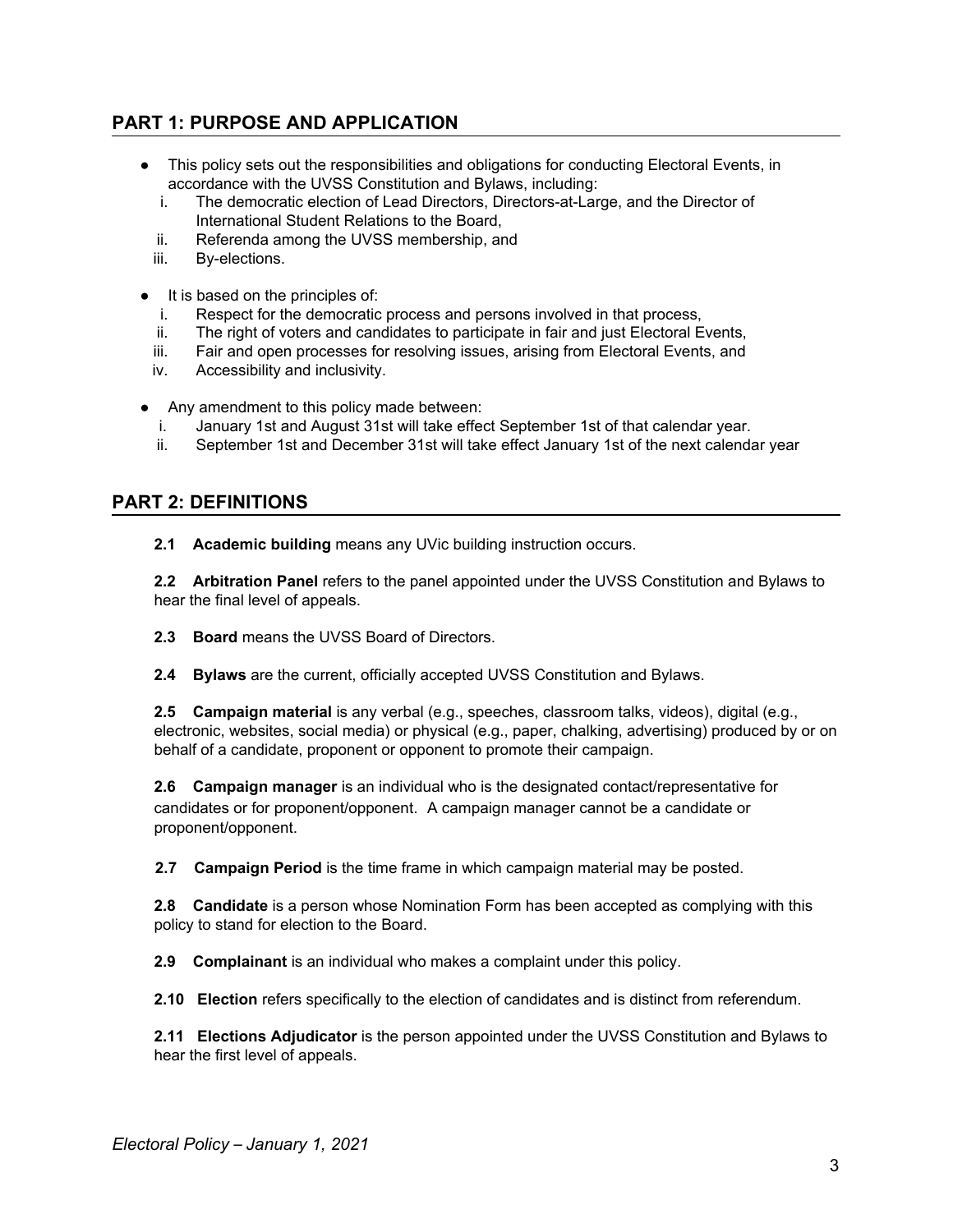## PART 1: PURPOSE AND APPLICATION

- This policy sets out the responsibilities and obligations for conducting Electoral Events, in accordance with the UVSS Constitution and Bylaws, including:
  i. The democratic election of Lead Directors, Directors-at-Large, and the Director of International Student Relations to the Board,
  ii. Referenda among the UVSS membership, and
  iii. By-elections.

- It is based on the principles of:
  i. Respect for the democratic process and persons involved in that process,
  ii. The right of voters and candidates to participate in fair and just Electoral Events,
  iii. Fair and open processes for resolving issues, arising from Electoral Events, and
  iv. Accessibility and inclusivity.

- Any amendment to this policy made between:
  i. January 1st and August 31st will take effect September 1st of that calendar year.
  ii. September 1st and December 31st will take effect January 1st of the next calendar year

## PART 2: DEFINITIONS

**2.1 Academic building** means any UVic building instruction occurs.

**2.2 Arbitration Panel** refers to the panel appointed under the UVSS Constitution and Bylaws to hear the final level of appeals.

**2.3 Board** means the UVSS Board of Directors.

**2.4 Bylaws** are the current, officially accepted UVSS Constitution and Bylaws.

**2.5 Campaign material** is any verbal (e.g., speeches, classroom talks, videos), digital (e.g., electronic, websites, social media) or physical (e.g., paper, chalking, advertising) produced by or on behalf of a candidate, proponent or opponent to promote their campaign.

**2.6 Campaign manager** is an individual who is the designated contact/representative for candidates or for proponent/opponent. A campaign manager cannot be a candidate or proponent/opponent.

**2.7 Campaign Period** is the time frame in which campaign material may be posted.

**2.8 Candidate** is a person whose Nomination Form has been accepted as complying with this policy to stand for election to the Board.

**2.9 Complainant** is an individual who makes a complaint under this policy.

**2.10 Election** refers specifically to the election of candidates and is distinct from referendum.

**2.11 Elections Adjudicator** is the person appointed under the UVSS Constitution and Bylaws to hear the first level of appeals.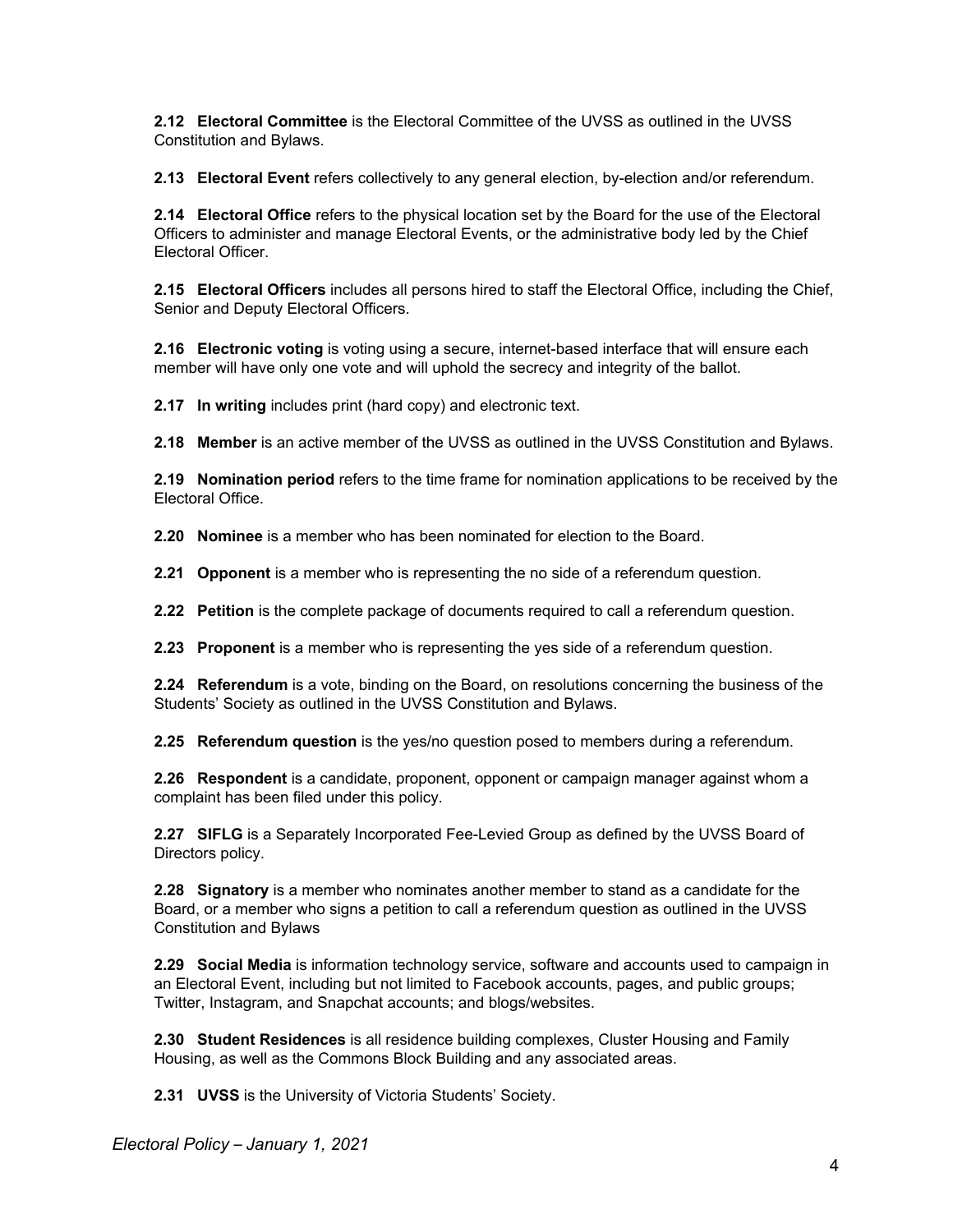**2.12 Electoral Committee** is the Electoral Committee of the UVSS as outlined in the UVSS Constitution and Bylaws.

**2.13 Electoral Event** refers collectively to any general election, by-election and/or referendum.

**2.14 Electoral Office** refers to the physical location set by the Board for the use of the Electoral Officers to administer and manage Electoral Events, or the administrative body led by the Chief Electoral Officer.

**2.15 Electoral Officers** includes all persons hired to staff the Electoral Office, including the Chief, Senior and Deputy Electoral Officers.

**2.16 Electronic voting** is voting using a secure, internet-based interface that will ensure each member will have only one vote and will uphold the secrecy and integrity of the ballot.

**2.17 In writing** includes print (hard copy) and electronic text.

**2.18 Member** is an active member of the UVSS as outlined in the UVSS Constitution and Bylaws.

**2.19 Nomination period** refers to the time frame for nomination applications to be received by the Electoral Office.

**2.20 Nominee** is a member who has been nominated for election to the Board.

**2.21 Opponent** is a member who is representing the no side of a referendum question.

**2.22 Petition** is the complete package of documents required to call a referendum question.

**2.23 Proponent** is a member who is representing the yes side of a referendum question.

**2.24 Referendum** is a vote, binding on the Board, on resolutions concerning the business of the Students' Society as outlined in the UVSS Constitution and Bylaws.

**2.25 Referendum question** is the yes/no question posed to members during a referendum.

**2.26 Respondent** is a candidate, proponent, opponent or campaign manager against whom a complaint has been filed under this policy.

**2.27 SIFLG** is a Separately Incorporated Fee-Levied Group as defined by the UVSS Board of Directors policy.

**2.28 Signatory** is a member who nominates another member to stand as a candidate for the Board, or a member who signs a petition to call a referendum question as outlined in the UVSS Constitution and Bylaws

**2.29 Social Media** is information technology service, software and accounts used to campaign in an Electoral Event, including but not limited to Facebook accounts, pages, and public groups; Twitter, Instagram, and Snapchat accounts; and blogs/websites.

**2.30 Student Residences** is all residence building complexes, Cluster Housing and Family Housing, as well as the Commons Block Building and any associated areas.

**2.31 UVSS** is the University of Victoria Students' Society.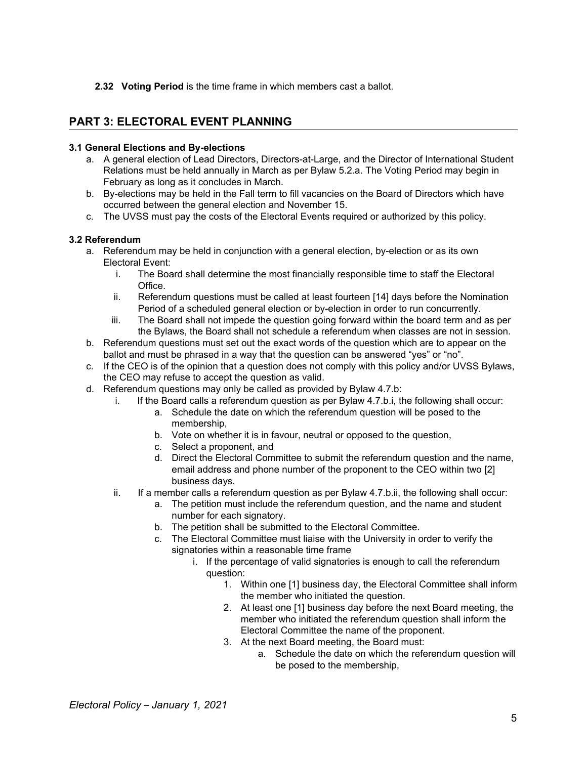**2.32 Voting Period** is the time frame in which members cast a ballot.

## PART 3: ELECTORAL EVENT PLANNING

### 3.1 General Elections and By-elections

a. A general election of Lead Directors, Directors-at-Large, and the Director of International Student Relations must be held annually in March as per Bylaw 5.2.a. The Voting Period may begin in February as long as it concludes in March.
b. By-elections may be held in the Fall term to fill vacancies on the Board of Directors which have occurred between the general election and November 15.
c. The UVSS must pay the costs of the Electoral Events required or authorized by this policy.

### 3.2 Referendum

a. Referendum may be held in conjunction with a general election, by-election or as its own Electoral Event:
    i. The Board shall determine the most financially responsible time to staff the Electoral Office.
    ii. Referendum questions must be called at least fourteen [14] days before the Nomination Period of a scheduled general election or by-election in order to run concurrently.
    iii. The Board shall not impede the question going forward within the board term and as per the Bylaws, the Board shall not schedule a referendum when classes are not in session.
b. Referendum questions must set out the exact words of the question which are to appear on the ballot and must be phrased in a way that the question can be answered "yes" or "no".
c. If the CEO is of the opinion that a question does not comply with this policy and/or UVSS Bylaws, the CEO may refuse to accept the question as valid.
d. Referendum questions may only be called as provided by Bylaw 4.7.b:
    i. If the Board calls a referendum question as per Bylaw 4.7.b.i, the following shall occur:
        a. Schedule the date on which the referendum question will be posed to the membership,
        b. Vote on whether it is in favour, neutral or opposed to the question,
        c. Select a proponent, and
        d. Direct the Electoral Committee to submit the referendum question and the name, email address and phone number of the proponent to the CEO within two [2] business days.
    ii. If a member calls a referendum question as per Bylaw 4.7.b.ii, the following shall occur:
        a. The petition must include the referendum question, and the name and student number for each signatory.
        b. The petition shall be submitted to the Electoral Committee.
        c. The Electoral Committee must liaise with the University in order to verify the signatories within a reasonable time frame
            i. If the percentage of valid signatories is enough to call the referendum question:
                1. Within one [1] business day, the Electoral Committee shall inform the member who initiated the question.
                2. At least one [1] business day before the next Board meeting, the member who initiated the referendum question shall inform the Electoral Committee the name of the proponent.
                3. At the next Board meeting, the Board must:
                    a. Schedule the date on which the referendum question will be posed to the membership,

*Electoral Policy – January 1, 2021*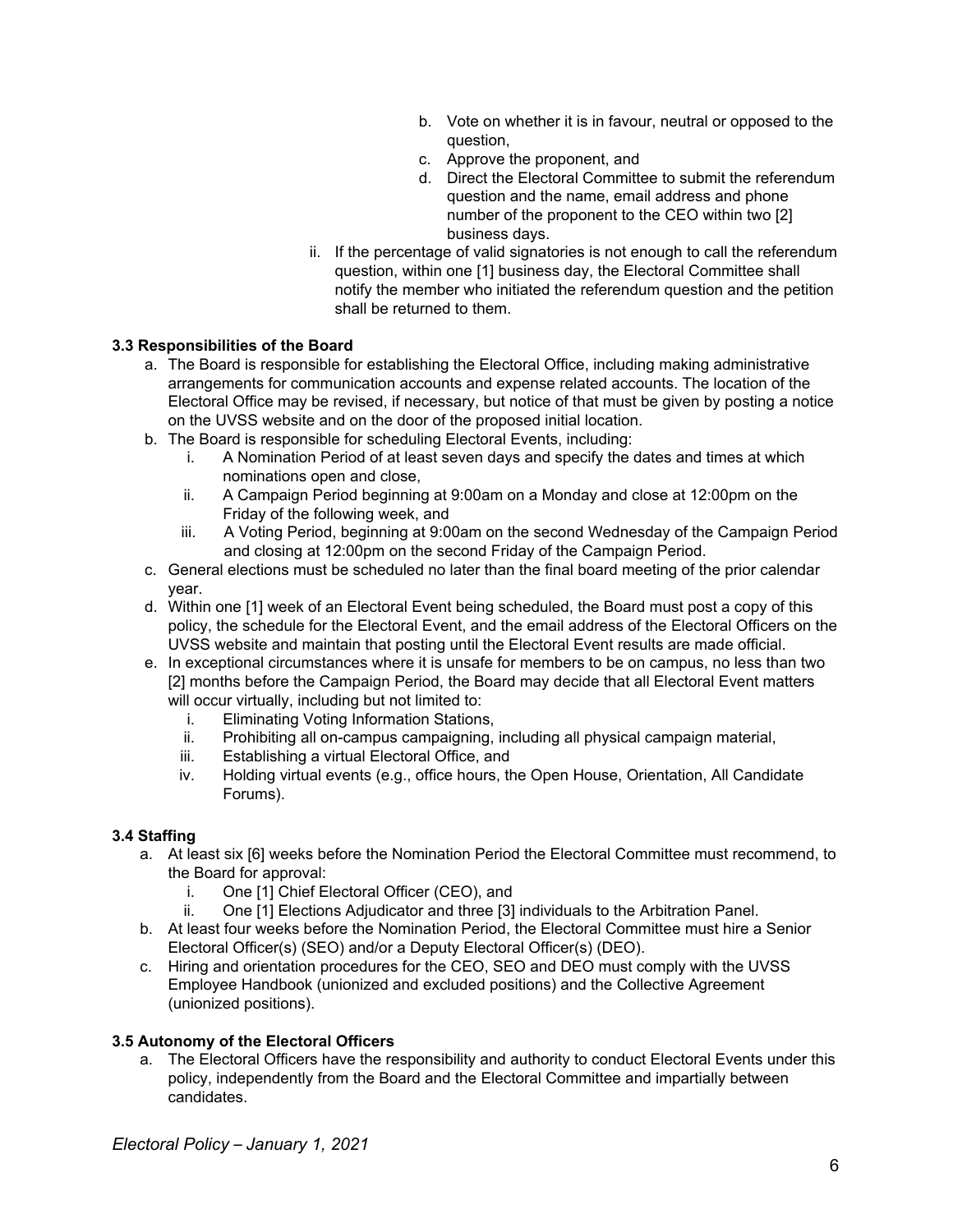b. Vote on whether it is in favour, neutral or opposed to the question,
c. Approve the proponent, and
d. Direct the Electoral Committee to submit the referendum question and the name, email address and phone number of the proponent to the CEO within two [2] business days.

ii. If the percentage of valid signatories is not enough to call the referendum question, within one [1] business day, the Electoral Committee shall notify the member who initiated the referendum question and the petition shall be returned to them.

### 3.3 Responsibilities of the Board

a. The Board is responsible for establishing the Electoral Office, including making administrative arrangements for communication accounts and expense related accounts. The location of the Electoral Office may be revised, if necessary, but notice of that must be given by posting a notice on the UVSS website and on the door of the proposed initial location.
b. The Board is responsible for scheduling Electoral Events, including:
   i. A Nomination Period of at least seven days and specify the dates and times at which nominations open and close,
   ii. A Campaign Period beginning at 9:00am on a Monday and close at 12:00pm on the Friday of the following week, and
   iii. A Voting Period, beginning at 9:00am on the second Wednesday of the Campaign Period and closing at 12:00pm on the second Friday of the Campaign Period.
c. General elections must be scheduled no later than the final board meeting of the prior calendar year.
d. Within one [1] week of an Electoral Event being scheduled, the Board must post a copy of this policy, the schedule for the Electoral Event, and the email address of the Electoral Officers on the UVSS website and maintain that posting until the Electoral Event results are made official.
e. In exceptional circumstances where it is unsafe for members to be on campus, no less than two [2] months before the Campaign Period, the Board may decide that all Electoral Event matters will occur virtually, including but not limited to:
   i. Eliminating Voting Information Stations,
   ii. Prohibiting all on-campus campaigning, including all physical campaign material,
   iii. Establishing a virtual Electoral Office, and
   iv. Holding virtual events (e.g., office hours, the Open House, Orientation, All Candidate Forums).

### 3.4 Staffing

a. At least six [6] weeks before the Nomination Period the Electoral Committee must recommend, to the Board for approval:
   i. One [1] Chief Electoral Officer (CEO), and
   ii. One [1] Elections Adjudicator and three [3] individuals to the Arbitration Panel.
b. At least four weeks before the Nomination Period, the Electoral Committee must hire a Senior Electoral Officer(s) (SEO) and/or a Deputy Electoral Officer(s) (DEO).
c. Hiring and orientation procedures for the CEO, SEO and DEO must comply with the UVSS Employee Handbook (unionized and excluded positions) and the Collective Agreement (unionized positions).

### 3.5 Autonomy of the Electoral Officers

a. The Electoral Officers have the responsibility and authority to conduct Electoral Events under this policy, independently from the Board and the Electoral Committee and impartially between candidates.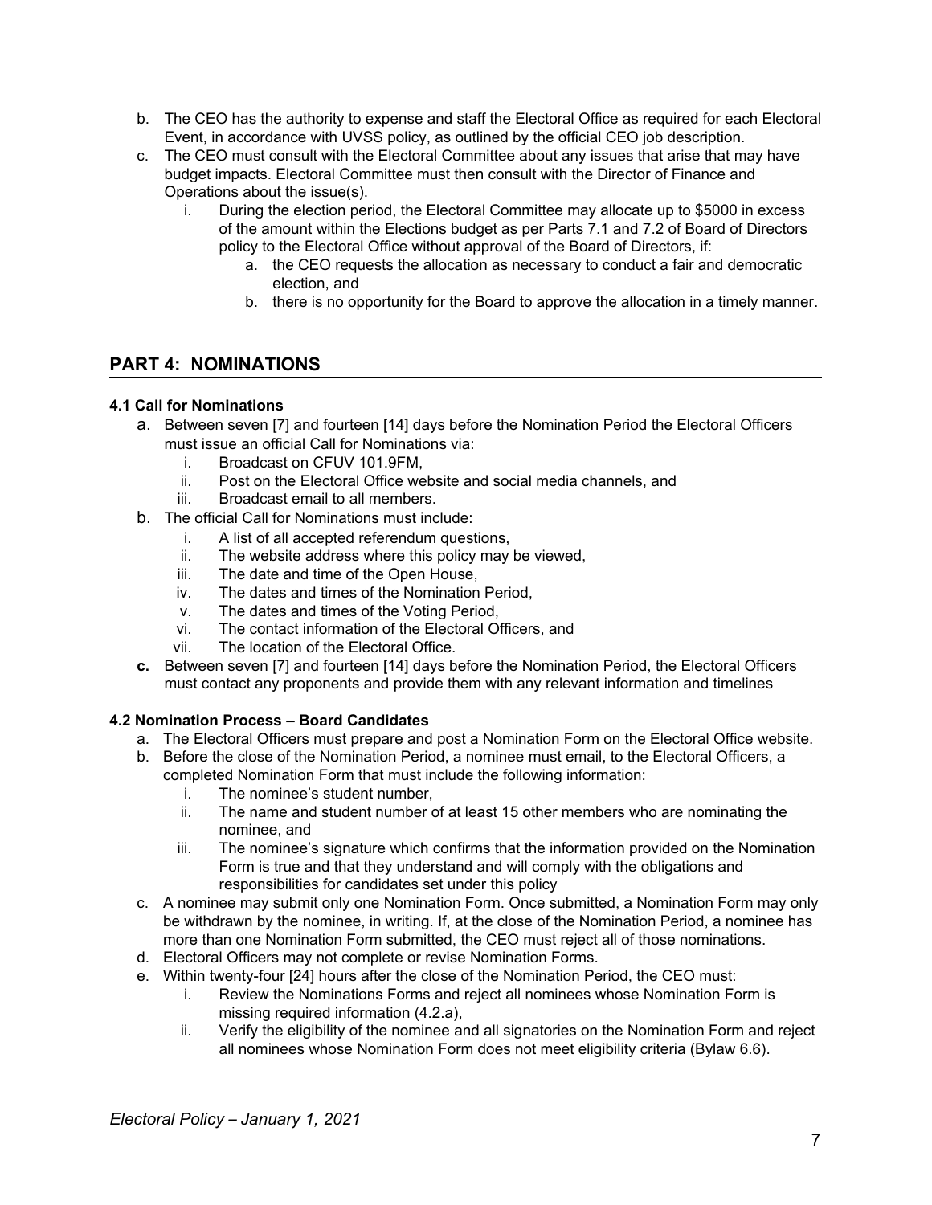b. The CEO has the authority to expense and staff the Electoral Office as required for each Electoral Event, in accordance with UVSS policy, as outlined by the official CEO job description.

c. The CEO must consult with the Electoral Committee about any issues that arise that may have budget impacts. Electoral Committee must then consult with the Director of Finance and Operations about the issue(s).

   i. During the election period, the Electoral Committee may allocate up to $5000 in excess of the amount within the Elections budget as per Parts 7.1 and 7.2 of Board of Directors policy to the Electoral Office without approval of the Board of Directors, if:

      a. the CEO requests the allocation as necessary to conduct a fair and democratic election, and

      b. there is no opportunity for the Board to approve the allocation in a timely manner.

## PART 4: NOMINATIONS

### 4.1 Call for Nominations

a. Between seven [7] and fourteen [14] days before the Nomination Period the Electoral Officers must issue an official Call for Nominations via:

   i. Broadcast on CFUV 101.9FM,

   ii. Post on the Electoral Office website and social media channels, and

   iii. Broadcast email to all members.

b. The official Call for Nominations must include:

   i. A list of all accepted referendum questions,

   ii. The website address where this policy may be viewed,

   iii. The date and time of the Open House,

   iv. The dates and times of the Nomination Period,

   v. The dates and times of the Voting Period,

   vi. The contact information of the Electoral Officers, and

   vii. The location of the Electoral Office.

**c.** Between seven [7] and fourteen [14] days before the Nomination Period, the Electoral Officers must contact any proponents and provide them with any relevant information and timelines

### 4.2 Nomination Process – Board Candidates

a. The Electoral Officers must prepare and post a Nomination Form on the Electoral Office website.

b. Before the close of the Nomination Period, a nominee must email, to the Electoral Officers, a completed Nomination Form that must include the following information:

   i. The nominee's student number,

   ii. The name and student number of at least 15 other members who are nominating the nominee, and

   iii. The nominee's signature which confirms that the information provided on the Nomination Form is true and that they understand and will comply with the obligations and responsibilities for candidates set under this policy

c. A nominee may submit only one Nomination Form. Once submitted, a Nomination Form may only be withdrawn by the nominee, in writing. If, at the close of the Nomination Period, a nominee has more than one Nomination Form submitted, the CEO must reject all of those nominations.

d. Electoral Officers may not complete or revise Nomination Forms.

e. Within twenty-four [24] hours after the close of the Nomination Period, the CEO must:

   i. Review the Nominations Forms and reject all nominees whose Nomination Form is missing required information (4.2.a),

   ii. Verify the eligibility of the nominee and all signatories on the Nomination Form and reject all nominees whose Nomination Form does not meet eligibility criteria (Bylaw 6.6).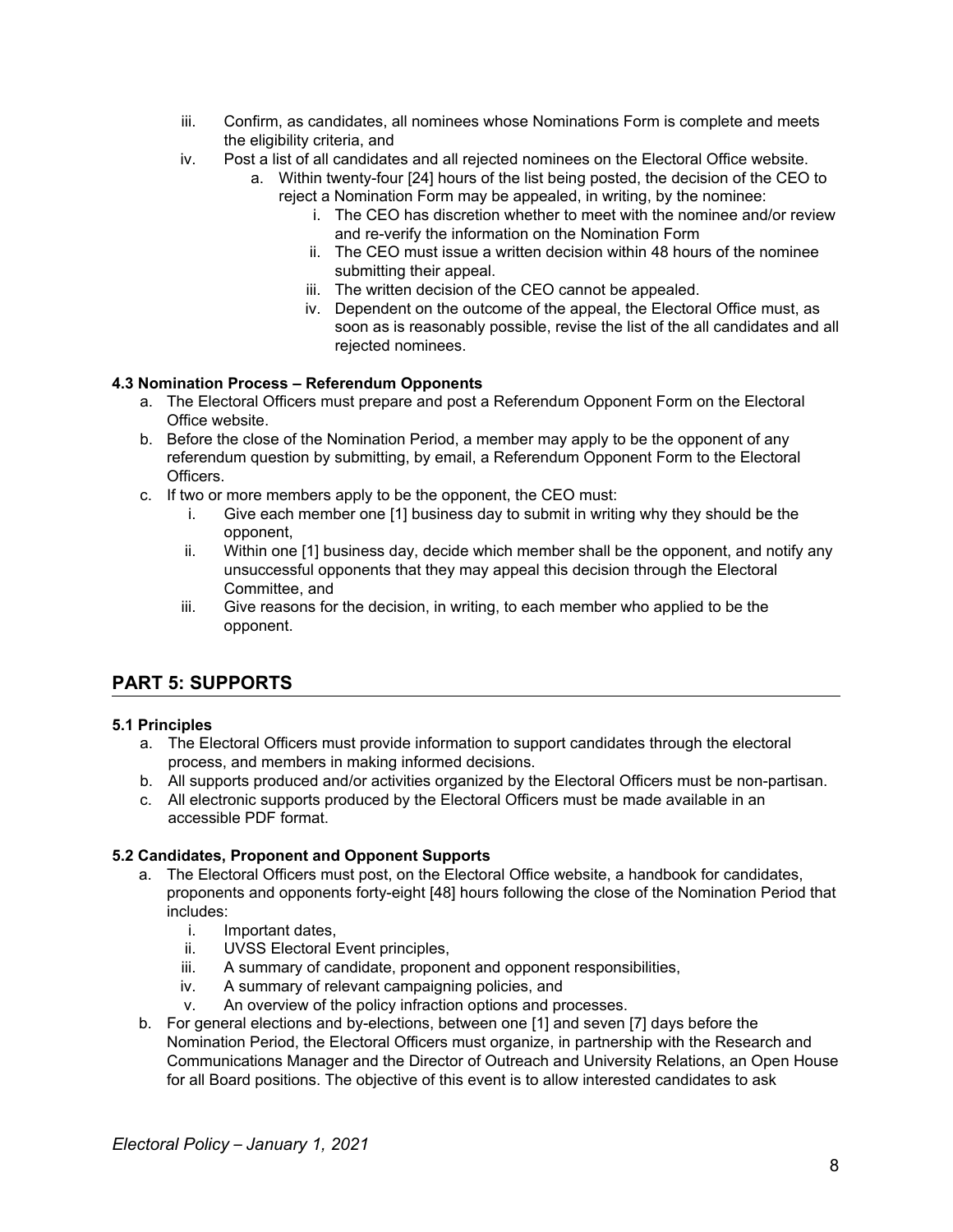iii. Confirm, as candidates, all nominees whose Nominations Form is complete and meets the eligibility criteria, and
iv. Post a list of all candidates and all rejected nominees on the Electoral Office website.
    a. Within twenty-four [24] hours of the list being posted, the decision of the CEO to reject a Nomination Form may be appealed, in writing, by the nominee:
        i. The CEO has discretion whether to meet with the nominee and/or review and re-verify the information on the Nomination Form
        ii. The CEO must issue a written decision within 48 hours of the nominee submitting their appeal.
        iii. The written decision of the CEO cannot be appealed.
        iv. Dependent on the outcome of the appeal, the Electoral Office must, as soon as is reasonably possible, revise the list of the all candidates and all rejected nominees.

**4.3 Nomination Process – Referendum Opponents**

a. The Electoral Officers must prepare and post a Referendum Opponent Form on the Electoral Office website.
b. Before the close of the Nomination Period, a member may apply to be the opponent of any referendum question by submitting, by email, a Referendum Opponent Form to the Electoral Officers.
c. If two or more members apply to be the opponent, the CEO must:
    i. Give each member one [1] business day to submit in writing why they should be the opponent,
    ii. Within one [1] business day, decide which member shall be the opponent, and notify any unsuccessful opponents that they may appeal this decision through the Electoral Committee, and
    iii. Give reasons for the decision, in writing, to each member who applied to be the opponent.

## PART 5: SUPPORTS

**5.1 Principles**

a. The Electoral Officers must provide information to support candidates through the electoral process, and members in making informed decisions.
b. All supports produced and/or activities organized by the Electoral Officers must be non-partisan.
c. All electronic supports produced by the Electoral Officers must be made available in an accessible PDF format.

**5.2 Candidates, Proponent and Opponent Supports**

a. The Electoral Officers must post, on the Electoral Office website, a handbook for candidates, proponents and opponents forty-eight [48] hours following the close of the Nomination Period that includes:
    i. Important dates,
    ii. UVSS Electoral Event principles,
    iii. A summary of candidate, proponent and opponent responsibilities,
    iv. A summary of relevant campaigning policies, and
    v. An overview of the policy infraction options and processes.
b. For general elections and by-elections, between one [1] and seven [7] days before the Nomination Period, the Electoral Officers must organize, in partnership with the Research and Communications Manager and the Director of Outreach and University Relations, an Open House for all Board positions. The objective of this event is to allow interested candidates to ask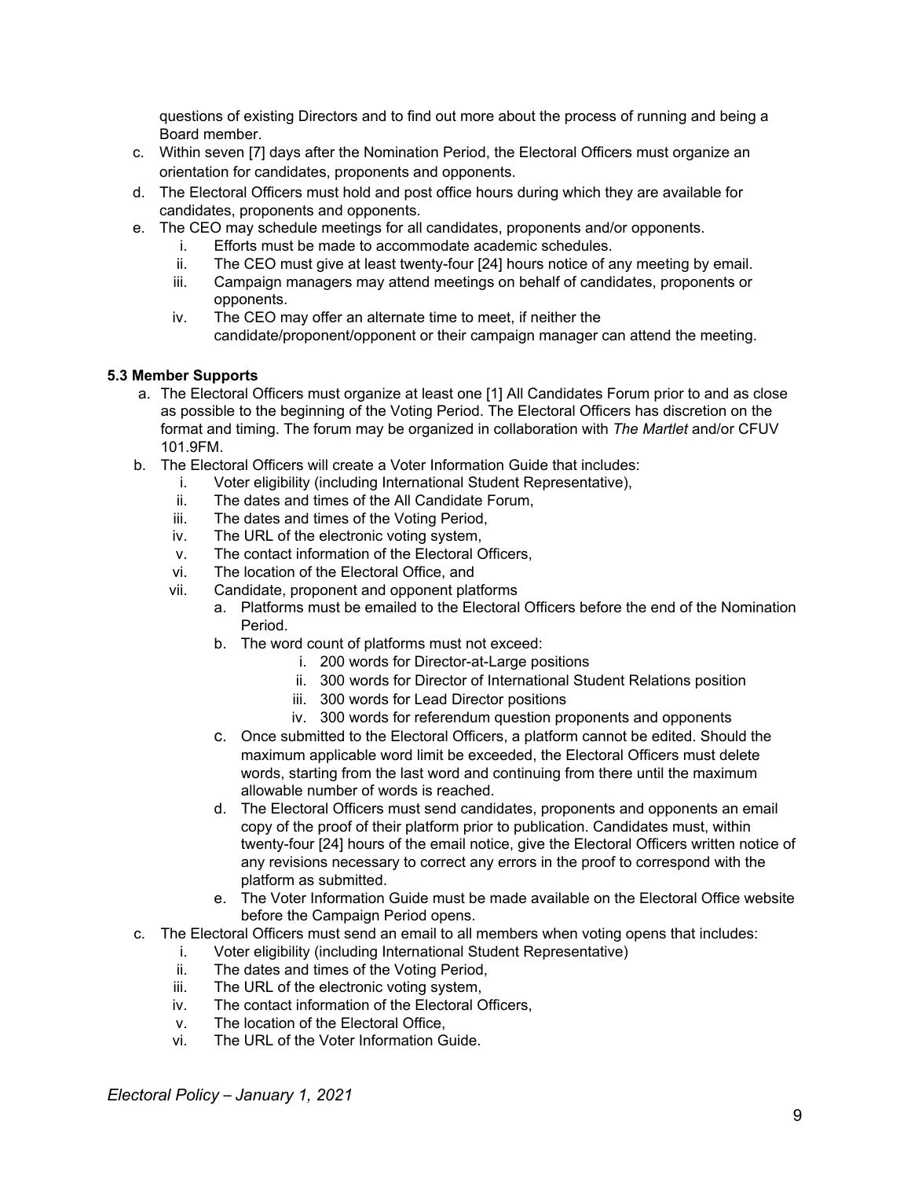questions of existing Directors and to find out more about the process of running and being a Board member.

c. Within seven [7] days after the Nomination Period, the Electoral Officers must organize an orientation for candidates, proponents and opponents.
d. The Electoral Officers must hold and post office hours during which they are available for candidates, proponents and opponents.
e. The CEO may schedule meetings for all candidates, proponents and/or opponents.
    i. Efforts must be made to accommodate academic schedules.
    ii. The CEO must give at least twenty-four [24] hours notice of any meeting by email.
    iii. Campaign managers may attend meetings on behalf of candidates, proponents or opponents.
    iv. The CEO may offer an alternate time to meet, if neither the candidate/proponent/opponent or their campaign manager can attend the meeting.

**5.3 Member Supports**

a. The Electoral Officers must organize at least one [1] All Candidates Forum prior to and as close as possible to the beginning of the Voting Period. The Electoral Officers has discretion on the format and timing. The forum may be organized in collaboration with *The Martlet* and/or CFUV 101.9FM.
b. The Electoral Officers will create a Voter Information Guide that includes:
    i. Voter eligibility (including International Student Representative),
    ii. The dates and times of the All Candidate Forum,
    iii. The dates and times of the Voting Period,
    iv. The URL of the electronic voting system,
    v. The contact information of the Electoral Officers,
    vi. The location of the Electoral Office, and
    vii. Candidate, proponent and opponent platforms
        a. Platforms must be emailed to the Electoral Officers before the end of the Nomination Period.
        b. The word count of platforms must not exceed:
            i. 200 words for Director-at-Large positions
            ii. 300 words for Director of International Student Relations position
            iii. 300 words for Lead Director positions
            iv. 300 words for referendum question proponents and opponents
        c. Once submitted to the Electoral Officers, a platform cannot be edited. Should the maximum applicable word limit be exceeded, the Electoral Officers must delete words, starting from the last word and continuing from there until the maximum allowable number of words is reached.
        d. The Electoral Officers must send candidates, proponents and opponents an email copy of the proof of their platform prior to publication. Candidates must, within twenty-four [24] hours of the email notice, give the Electoral Officers written notice of any revisions necessary to correct any errors in the proof to correspond with the platform as submitted.
        e. The Voter Information Guide must be made available on the Electoral Office website before the Campaign Period opens.
c. The Electoral Officers must send an email to all members when voting opens that includes:
    i. Voter eligibility (including International Student Representative)
    ii. The dates and times of the Voting Period,
    iii. The URL of the electronic voting system,
    iv. The contact information of the Electoral Officers,
    v. The location of the Electoral Office,
    vi. The URL of the Voter Information Guide.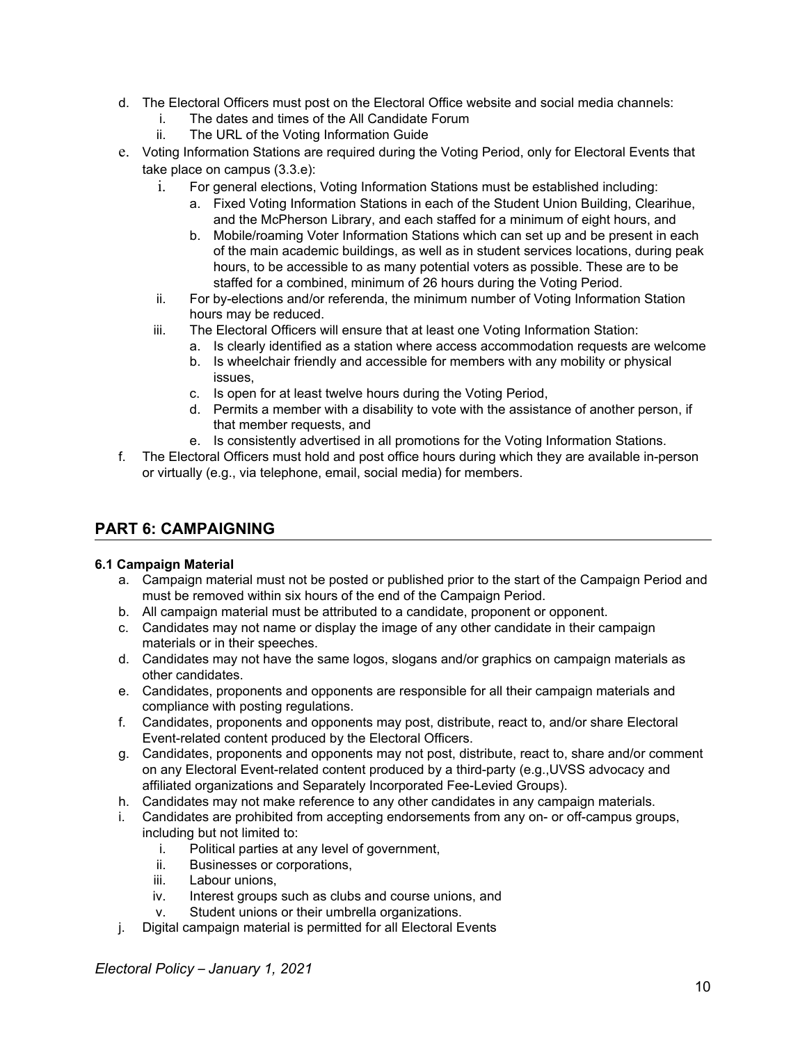d. The Electoral Officers must post on the Electoral Office website and social media channels:
    i. The dates and times of the All Candidate Forum
    ii. The URL of the Voting Information Guide
e. Voting Information Stations are required during the Voting Period, only for Electoral Events that take place on campus (3.3.e):
    i. For general elections, Voting Information Stations must be established including:
        a. Fixed Voting Information Stations in each of the Student Union Building, Clearihue, and the McPherson Library, and each staffed for a minimum of eight hours, and
        b. Mobile/roaming Voter Information Stations which can set up and be present in each of the main academic buildings, as well as in student services locations, during peak hours, to be accessible to as many potential voters as possible. These are to be staffed for a combined, minimum of 26 hours during the Voting Period.
    ii. For by-elections and/or referenda, the minimum number of Voting Information Station hours may be reduced.
    iii. The Electoral Officers will ensure that at least one Voting Information Station:
        a. Is clearly identified as a station where access accommodation requests are welcome
        b. Is wheelchair friendly and accessible for members with any mobility or physical issues,
        c. Is open for at least twelve hours during the Voting Period,
        d. Permits a member with a disability to vote with the assistance of another person, if that member requests, and
        e. Is consistently advertised in all promotions for the Voting Information Stations.
f. The Electoral Officers must hold and post office hours during which they are available in-person or virtually (e.g., via telephone, email, social media) for members.

## PART 6: CAMPAIGNING

### 6.1 Campaign Material

a. Campaign material must not be posted or published prior to the start of the Campaign Period and must be removed within six hours of the end of the Campaign Period.
b. All campaign material must be attributed to a candidate, proponent or opponent.
c. Candidates may not name or display the image of any other candidate in their campaign materials or in their speeches.
d. Candidates may not have the same logos, slogans and/or graphics on campaign materials as other candidates.
e. Candidates, proponents and opponents are responsible for all their campaign materials and compliance with posting regulations.
f. Candidates, proponents and opponents may post, distribute, react to, and/or share Electoral Event-related content produced by the Electoral Officers.
g. Candidates, proponents and opponents may not post, distribute, react to, share and/or comment on any Electoral Event-related content produced by a third-party (e.g.,UVSS advocacy and affiliated organizations and Separately Incorporated Fee-Levied Groups).
h. Candidates may not make reference to any other candidates in any campaign materials.
i. Candidates are prohibited from accepting endorsements from any on- or off-campus groups, including but not limited to:
    i. Political parties at any level of government,
    ii. Businesses or corporations,
    iii. Labour unions,
    iv. Interest groups such as clubs and course unions, and
    v. Student unions or their umbrella organizations.
j. Digital campaign material is permitted for all Electoral Events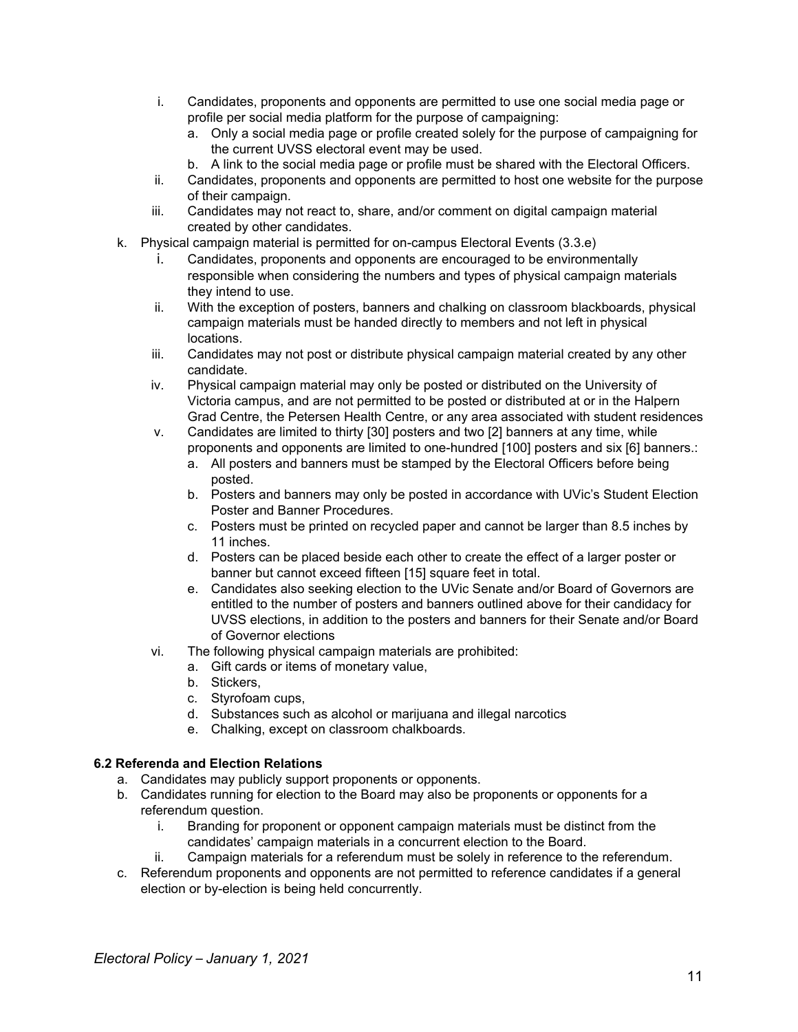i. Candidates, proponents and opponents are permitted to use one social media page or profile per social media platform for the purpose of campaigning:
      a. Only a social media page or profile created solely for the purpose of campaigning for the current UVSS electoral event may be used.
      b. A link to the social media page or profile must be shared with the Electoral Officers.
   ii. Candidates, proponents and opponents are permitted to host one website for the purpose of their campaign.
   iii. Candidates may not react to, share, and/or comment on digital campaign material created by other candidates.

k. Physical campaign material is permitted for on-campus Electoral Events (3.3.e)
   i. Candidates, proponents and opponents are encouraged to be environmentally responsible when considering the numbers and types of physical campaign materials they intend to use.
   ii. With the exception of posters, banners and chalking on classroom blackboards, physical campaign materials must be handed directly to members and not left in physical locations.
   iii. Candidates may not post or distribute physical campaign material created by any other candidate.
   iv. Physical campaign material may only be posted or distributed on the University of Victoria campus, and are not permitted to be posted or distributed at or in the Halpern Grad Centre, the Petersen Health Centre, or any area associated with student residences
   v. Candidates are limited to thirty [30] posters and two [2] banners at any time, while proponents and opponents are limited to one-hundred [100] posters and six [6] banners.:
      a. All posters and banners must be stamped by the Electoral Officers before being posted.
      b. Posters and banners may only be posted in accordance with UVic's Student Election Poster and Banner Procedures.
      c. Posters must be printed on recycled paper and cannot be larger than 8.5 inches by 11 inches.
      d. Posters can be placed beside each other to create the effect of a larger poster or banner but cannot exceed fifteen [15] square feet in total.
      e. Candidates also seeking election to the UVic Senate and/or Board of Governors are entitled to the number of posters and banners outlined above for their candidacy for UVSS elections, in addition to the posters and banners for their Senate and/or Board of Governor elections
   vi. The following physical campaign materials are prohibited:
      a. Gift cards or items of monetary value,
      b. Stickers,
      c. Styrofoam cups,
      d. Substances such as alcohol or marijuana and illegal narcotics
      e. Chalking, except on classroom chalkboards.

### 6.2 Referenda and Election Relations

a. Candidates may publicly support proponents or opponents.
b. Candidates running for election to the Board may also be proponents or opponents for a referendum question.
   i. Branding for proponent or opponent campaign materials must be distinct from the candidates' campaign materials in a concurrent election to the Board.
   ii. Campaign materials for a referendum must be solely in reference to the referendum.
c. Referendum proponents and opponents are not permitted to reference candidates if a general election or by-election is being held concurrently.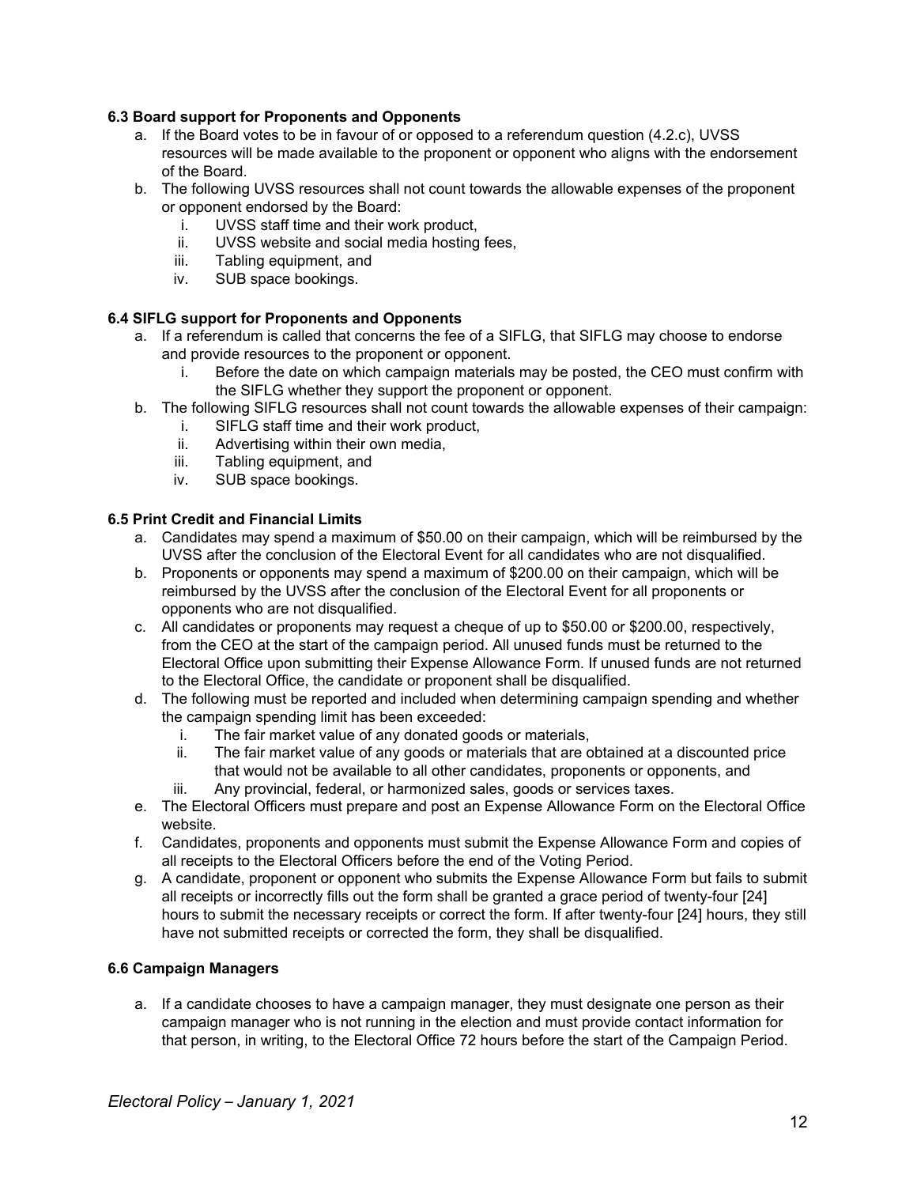**6.3 Board support for Proponents and Opponents**

a. If the Board votes to be in favour of or opposed to a referendum question (4.2.c), UVSS resources will be made available to the proponent or opponent who aligns with the endorsement of the Board.

b. The following UVSS resources shall not count towards the allowable expenses of the proponent or opponent endorsed by the Board:

   i. UVSS staff time and their work product,

   ii. UVSS website and social media hosting fees,

   iii. Tabling equipment, and

   iv. SUB space bookings.

**6.4 SIFLG support for Proponents and Opponents**

a. If a referendum is called that concerns the fee of a SIFLG, that SIFLG may choose to endorse and provide resources to the proponent or opponent.

   i. Before the date on which campaign materials may be posted, the CEO must confirm with the SIFLG whether they support the proponent or opponent.

b. The following SIFLG resources shall not count towards the allowable expenses of their campaign:

   i. SIFLG staff time and their work product,

   ii. Advertising within their own media,

   iii. Tabling equipment, and

   iv. SUB space bookings.

**6.5 Print Credit and Financial Limits**

a. Candidates may spend a maximum of $50.00 on their campaign, which will be reimbursed by the UVSS after the conclusion of the Electoral Event for all candidates who are not disqualified.

b. Proponents or opponents may spend a maximum of $200.00 on their campaign, which will be reimbursed by the UVSS after the conclusion of the Electoral Event for all proponents or opponents who are not disqualified.

c. All candidates or proponents may request a cheque of up to $50.00 or $200.00, respectively, from the CEO at the start of the campaign period. All unused funds must be returned to the Electoral Office upon submitting their Expense Allowance Form. If unused funds are not returned to the Electoral Office, the candidate or proponent shall be disqualified.

d. The following must be reported and included when determining campaign spending and whether the campaign spending limit has been exceeded:

   i. The fair market value of any donated goods or materials,

   ii. The fair market value of any goods or materials that are obtained at a discounted price that would not be available to all other candidates, proponents or opponents, and

   iii. Any provincial, federal, or harmonized sales, goods or services taxes.

e. The Electoral Officers must prepare and post an Expense Allowance Form on the Electoral Office website.

f. Candidates, proponents and opponents must submit the Expense Allowance Form and copies of all receipts to the Electoral Officers before the end of the Voting Period.

g. A candidate, proponent or opponent who submits the Expense Allowance Form but fails to submit all receipts or incorrectly fills out the form shall be granted a grace period of twenty-four [24] hours to submit the necessary receipts or correct the form. If after twenty-four [24] hours, they still have not submitted receipts or corrected the form, they shall be disqualified.

**6.6 Campaign Managers**

a. If a candidate chooses to have a campaign manager, they must designate one person as their campaign manager who is not running in the election and must provide contact information for that person, in writing, to the Electoral Office 72 hours before the start of the Campaign Period.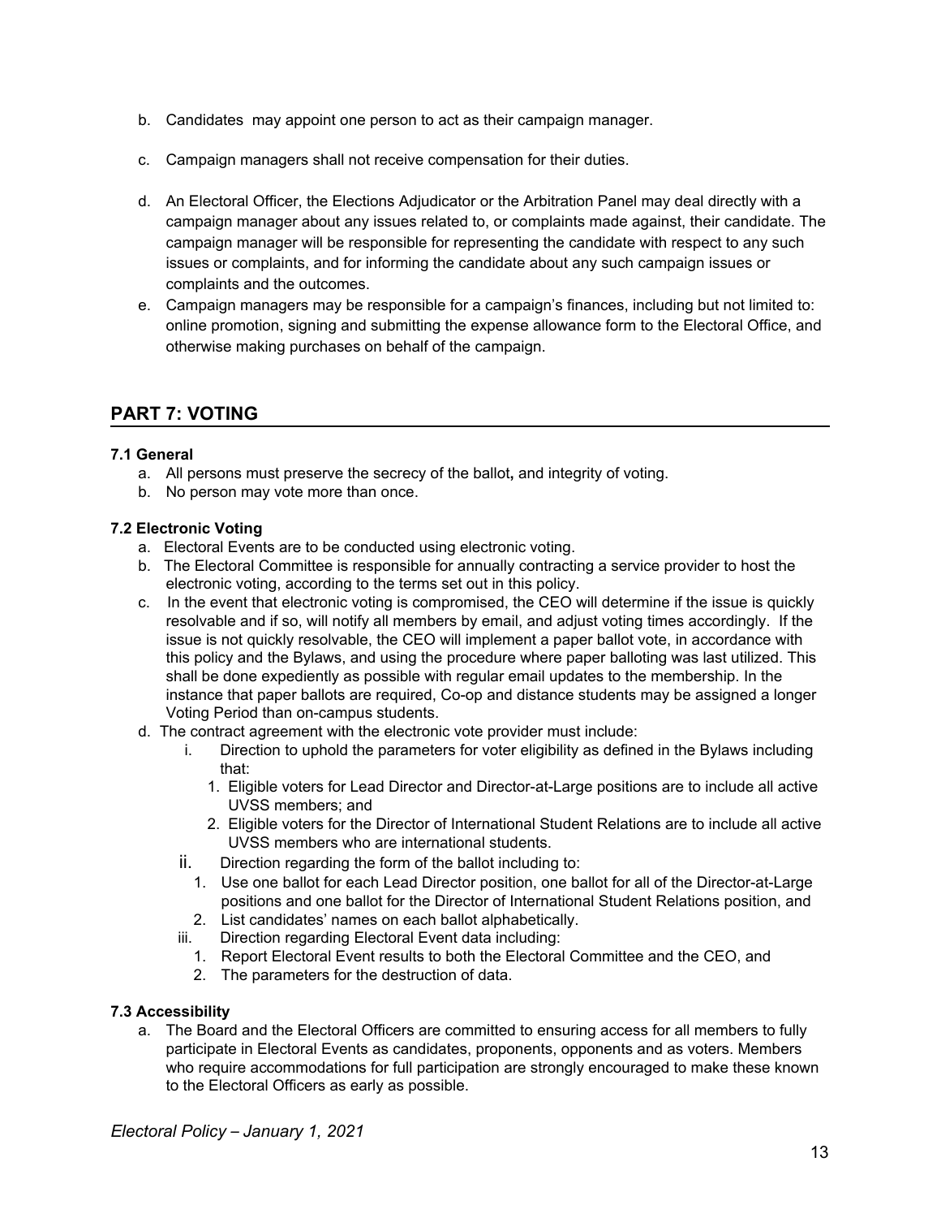b. Candidates may appoint one person to act as their campaign manager.

c. Campaign managers shall not receive compensation for their duties.

d. An Electoral Officer, the Elections Adjudicator or the Arbitration Panel may deal directly with a campaign manager about any issues related to, or complaints made against, their candidate. The campaign manager will be responsible for representing the candidate with respect to any such issues or complaints, and for informing the candidate about any such campaign issues or complaints and the outcomes.

e. Campaign managers may be responsible for a campaign's finances, including but not limited to: online promotion, signing and submitting the expense allowance form to the Electoral Office, and otherwise making purchases on behalf of the campaign.

## PART 7: VOTING

**7.1 General**

a. All persons must preserve the secrecy of the ballot**,** and integrity of voting.
b. No person may vote more than once.

**7.2 Electronic Voting**

a. Electoral Events are to be conducted using electronic voting.
b. The Electoral Committee is responsible for annually contracting a service provider to host the electronic voting, according to the terms set out in this policy.
c. In the event that electronic voting is compromised, the CEO will determine if the issue is quickly resolvable and if so, will notify all members by email, and adjust voting times accordingly. If the issue is not quickly resolvable, the CEO will implement a paper ballot vote, in accordance with this policy and the Bylaws, and using the procedure where paper balloting was last utilized. This shall be done expediently as possible with regular email updates to the membership. In the instance that paper ballots are required, Co-op and distance students may be assigned a longer Voting Period than on-campus students.
d. The contract agreement with the electronic vote provider must include:
    i. Direction to uphold the parameters for voter eligibility as defined in the Bylaws including that:
        1. Eligible voters for Lead Director and Director-at-Large positions are to include all active UVSS members; and
        2. Eligible voters for the Director of International Student Relations are to include all active UVSS members who are international students.
    ii. Direction regarding the form of the ballot including to:
        1. Use one ballot for each Lead Director position, one ballot for all of the Director-at-Large positions and one ballot for the Director of International Student Relations position, and
        2. List candidates' names on each ballot alphabetically.
    iii. Direction regarding Electoral Event data including:
        1. Report Electoral Event results to both the Electoral Committee and the CEO, and
        2. The parameters for the destruction of data.

**7.3 Accessibility**

a. The Board and the Electoral Officers are committed to ensuring access for all members to fully participate in Electoral Events as candidates, proponents, opponents and as voters. Members who require accommodations for full participation are strongly encouraged to make these known to the Electoral Officers as early as possible.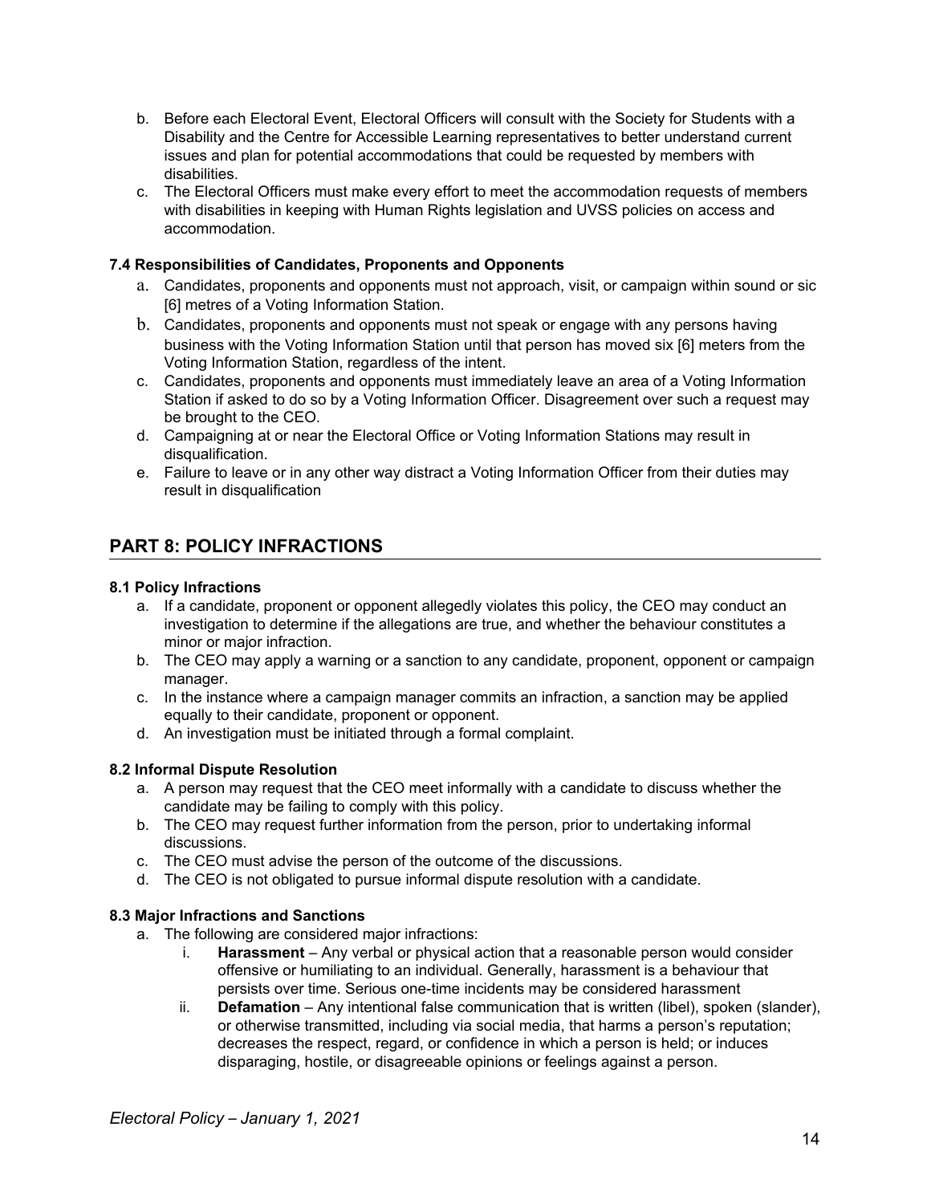b. Before each Electoral Event, Electoral Officers will consult with the Society for Students with a Disability and the Centre for Accessible Learning representatives to better understand current issues and plan for potential accommodations that could be requested by members with disabilities.
c. The Electoral Officers must make every effort to meet the accommodation requests of members with disabilities in keeping with Human Rights legislation and UVSS policies on access and accommodation.

#### 7.4 Responsibilities of Candidates, Proponents and Opponents

a. Candidates, proponents and opponents must not approach, visit, or campaign within sound or sic [6] metres of a Voting Information Station.
b. Candidates, proponents and opponents must not speak or engage with any persons having business with the Voting Information Station until that person has moved six [6] meters from the Voting Information Station, regardless of the intent.
c. Candidates, proponents and opponents must immediately leave an area of a Voting Information Station if asked to do so by a Voting Information Officer. Disagreement over such a request may be brought to the CEO.
d. Campaigning at or near the Electoral Office or Voting Information Stations may result in disqualification.
e. Failure to leave or in any other way distract a Voting Information Officer from their duties may result in disqualification

## PART 8: POLICY INFRACTIONS

#### 8.1 Policy Infractions

a. If a candidate, proponent or opponent allegedly violates this policy, the CEO may conduct an investigation to determine if the allegations are true, and whether the behaviour constitutes a minor or major infraction.
b. The CEO may apply a warning or a sanction to any candidate, proponent, opponent or campaign manager.
c. In the instance where a campaign manager commits an infraction, a sanction may be applied equally to their candidate, proponent or opponent.
d. An investigation must be initiated through a formal complaint.

#### 8.2 Informal Dispute Resolution

a. A person may request that the CEO meet informally with a candidate to discuss whether the candidate may be failing to comply with this policy.
b. The CEO may request further information from the person, prior to undertaking informal discussions.
c. The CEO must advise the person of the outcome of the discussions.
d. The CEO is not obligated to pursue informal dispute resolution with a candidate.

#### 8.3 Major Infractions and Sanctions

a. The following are considered major infractions:
    i. **Harassment** – Any verbal or physical action that a reasonable person would consider offensive or humiliating to an individual. Generally, harassment is a behaviour that persists over time. Serious one-time incidents may be considered harassment
    ii. **Defamation** – Any intentional false communication that is written (libel), spoken (slander), or otherwise transmitted, including via social media, that harms a person's reputation; decreases the respect, regard, or confidence in which a person is held; or induces disparaging, hostile, or disagreeable opinions or feelings against a person.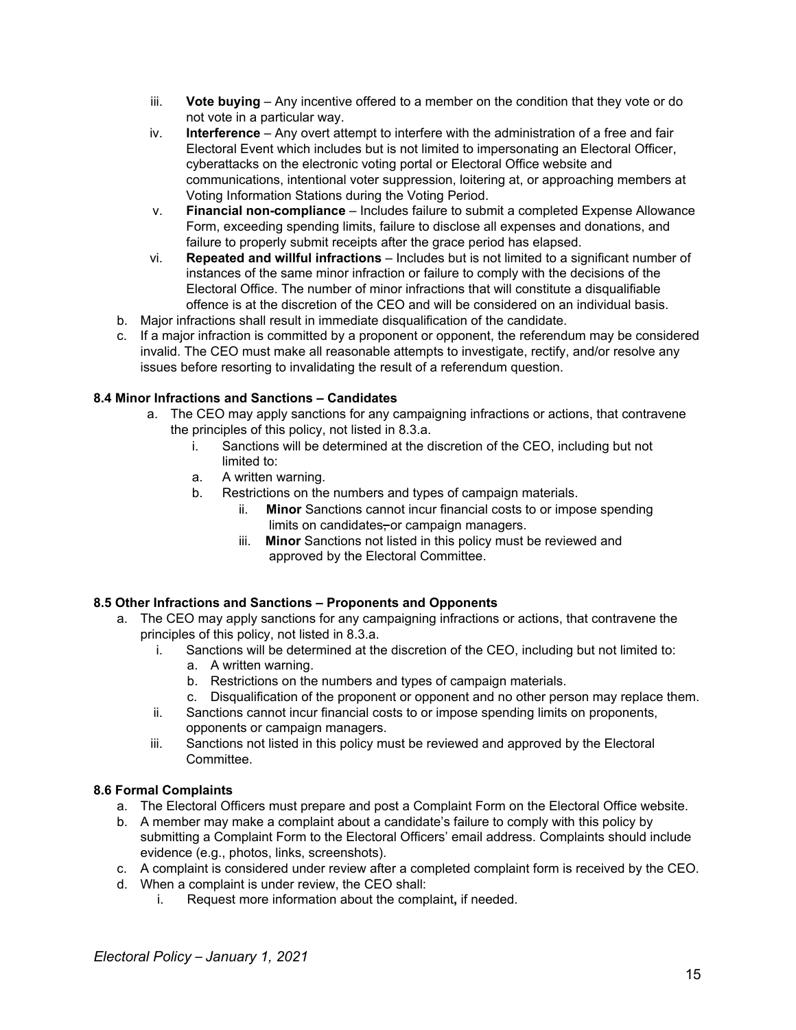iii. **Vote buying** – Any incentive offered to a member on the condition that they vote or do not vote in a particular way.
   iv. **Interference** – Any overt attempt to interfere with the administration of a free and fair Electoral Event which includes but is not limited to impersonating an Electoral Officer, cyberattacks on the electronic voting portal or Electoral Office website and communications, intentional voter suppression, loitering at, or approaching members at Voting Information Stations during the Voting Period.
   v. **Financial non-compliance** – Includes failure to submit a completed Expense Allowance Form, exceeding spending limits, failure to disclose all expenses and donations, and failure to properly submit receipts after the grace period has elapsed.
   vi. **Repeated and willful infractions** – Includes but is not limited to a significant number of instances of the same minor infraction or failure to comply with the decisions of the Electoral Office. The number of minor infractions that will constitute a disqualifiable offence is at the discretion of the CEO and will be considered on an individual basis.

b. Major infractions shall result in immediate disqualification of the candidate.

c. If a major infraction is committed by a proponent or opponent, the referendum may be considered invalid. The CEO must make all reasonable attempts to investigate, rectify, and/or resolve any issues before resorting to invalidating the result of a referendum question.

**8.4 Minor Infractions and Sanctions – Candidates**

a. The CEO may apply sanctions for any campaigning infractions or actions, that contravene the principles of this policy, not listed in 8.3.a.
   i. Sanctions will be determined at the discretion of the CEO, including but not limited to:
   a. A written warning.
   b. Restrictions on the numbers and types of campaign materials.
      ii. **Minor** Sanctions cannot incur financial costs to or impose spending limits on candidates, or campaign managers.
      iii. **Minor** Sanctions not listed in this policy must be reviewed and approved by the Electoral Committee.

**8.5 Other Infractions and Sanctions – Proponents and Opponents**

a. The CEO may apply sanctions for any campaigning infractions or actions, that contravene the principles of this policy, not listed in 8.3.a.
   i. Sanctions will be determined at the discretion of the CEO, including but not limited to:
      a. A written warning.
      b. Restrictions on the numbers and types of campaign materials.
      c. Disqualification of the proponent or opponent and no other person may replace them.
   ii. Sanctions cannot incur financial costs to or impose spending limits on proponents, opponents or campaign managers.
   iii. Sanctions not listed in this policy must be reviewed and approved by the Electoral Committee.

**8.6 Formal Complaints**

a. The Electoral Officers must prepare and post a Complaint Form on the Electoral Office website.
b. A member may make a complaint about a candidate's failure to comply with this policy by submitting a Complaint Form to the Electoral Officers' email address. Complaints should include evidence (e.g., photos, links, screenshots).
c. A complaint is considered under review after a completed complaint form is received by the CEO.
d. When a complaint is under review, the CEO shall:
   i. Request more information about the complaint**,** if needed.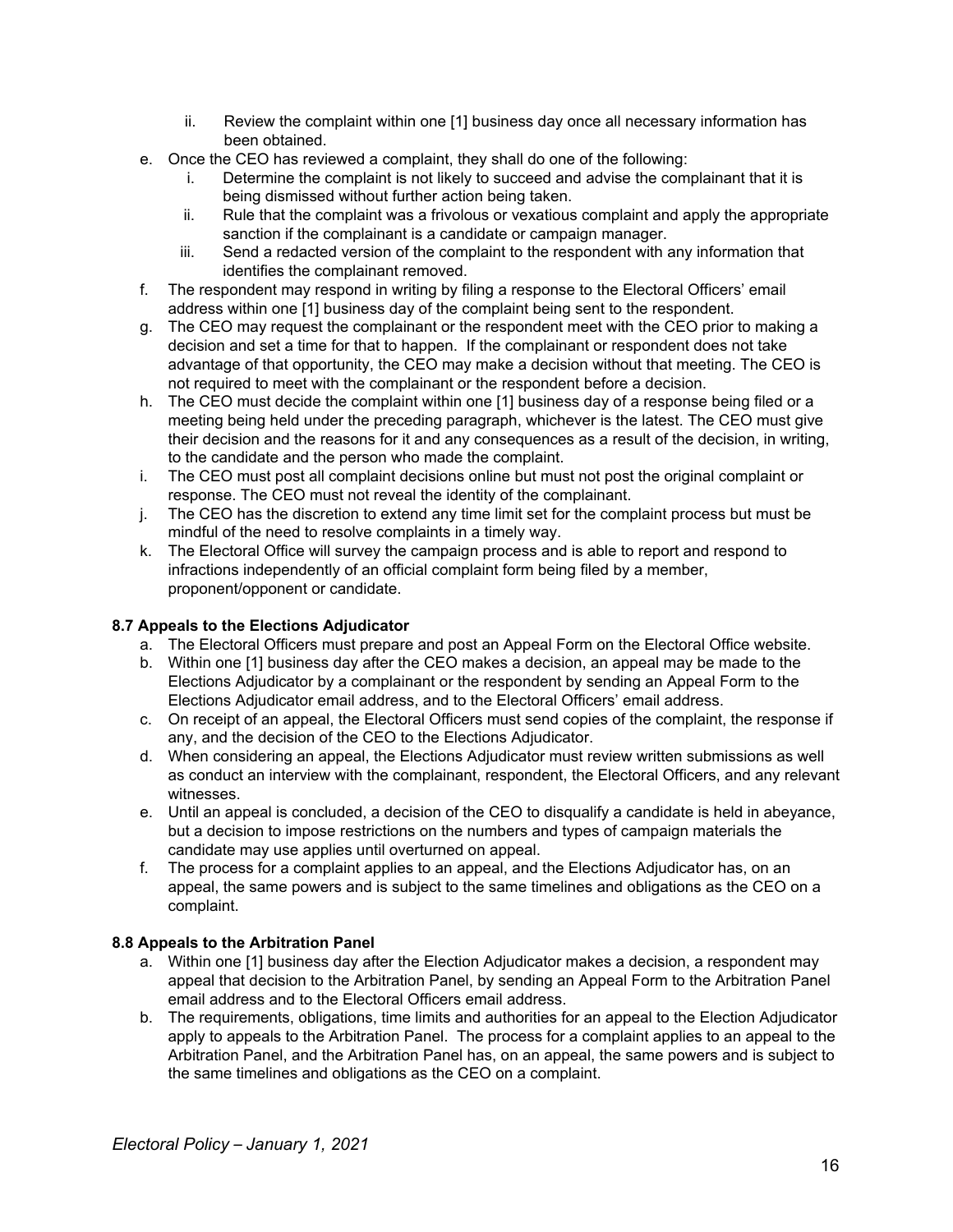ii. Review the complaint within one [1] business day once all necessary information has been obtained.

e. Once the CEO has reviewed a complaint, they shall do one of the following:
   i. Determine the complaint is not likely to succeed and advise the complainant that it is being dismissed without further action being taken.
   ii. Rule that the complaint was a frivolous or vexatious complaint and apply the appropriate sanction if the complainant is a candidate or campaign manager.
   iii. Send a redacted version of the complaint to the respondent with any information that identifies the complainant removed.
f. The respondent may respond in writing by filing a response to the Electoral Officers' email address within one [1] business day of the complaint being sent to the respondent.
g. The CEO may request the complainant or the respondent meet with the CEO prior to making a decision and set a time for that to happen. If the complainant or respondent does not take advantage of that opportunity, the CEO may make a decision without that meeting. The CEO is not required to meet with the complainant or the respondent before a decision.
h. The CEO must decide the complaint within one [1] business day of a response being filed or a meeting being held under the preceding paragraph, whichever is the latest. The CEO must give their decision and the reasons for it and any consequences as a result of the decision, in writing, to the candidate and the person who made the complaint.
i. The CEO must post all complaint decisions online but must not post the original complaint or response. The CEO must not reveal the identity of the complainant.
j. The CEO has the discretion to extend any time limit set for the complaint process but must be mindful of the need to resolve complaints in a timely way.
k. The Electoral Office will survey the campaign process and is able to report and respond to infractions independently of an official complaint form being filed by a member, proponent/opponent or candidate.

**8.7 Appeals to the Elections Adjudicator**

a. The Electoral Officers must prepare and post an Appeal Form on the Electoral Office website.
b. Within one [1] business day after the CEO makes a decision, an appeal may be made to the Elections Adjudicator by a complainant or the respondent by sending an Appeal Form to the Elections Adjudicator email address, and to the Electoral Officers' email address.
c. On receipt of an appeal, the Electoral Officers must send copies of the complaint, the response if any, and the decision of the CEO to the Elections Adjudicator.
d. When considering an appeal, the Elections Adjudicator must review written submissions as well as conduct an interview with the complainant, respondent, the Electoral Officers, and any relevant witnesses.
e. Until an appeal is concluded, a decision of the CEO to disqualify a candidate is held in abeyance, but a decision to impose restrictions on the numbers and types of campaign materials the candidate may use applies until overturned on appeal.
f. The process for a complaint applies to an appeal, and the Elections Adjudicator has, on an appeal, the same powers and is subject to the same timelines and obligations as the CEO on a complaint.

**8.8 Appeals to the Arbitration Panel**

a. Within one [1] business day after the Election Adjudicator makes a decision, a respondent may appeal that decision to the Arbitration Panel, by sending an Appeal Form to the Arbitration Panel email address and to the Electoral Officers email address.
b. The requirements, obligations, time limits and authorities for an appeal to the Election Adjudicator apply to appeals to the Arbitration Panel. The process for a complaint applies to an appeal to the Arbitration Panel, and the Arbitration Panel has, on an appeal, the same powers and is subject to the same timelines and obligations as the CEO on a complaint.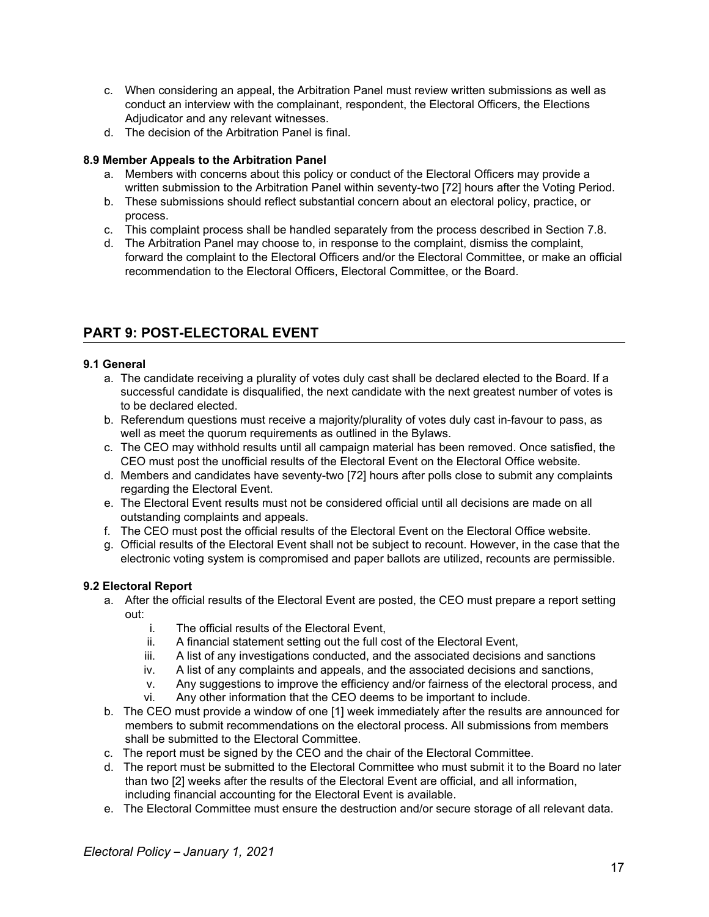c. When considering an appeal, the Arbitration Panel must review written submissions as well as conduct an interview with the complainant, respondent, the Electoral Officers, the Elections Adjudicator and any relevant witnesses.
d. The decision of the Arbitration Panel is final.

**8.9 Member Appeals to the Arbitration Panel**

a. Members with concerns about this policy or conduct of the Electoral Officers may provide a written submission to the Arbitration Panel within seventy-two [72] hours after the Voting Period.
b. These submissions should reflect substantial concern about an electoral policy, practice, or process.
c. This complaint process shall be handled separately from the process described in Section 7.8.
d. The Arbitration Panel may choose to, in response to the complaint, dismiss the complaint, forward the complaint to the Electoral Officers and/or the Electoral Committee, or make an official recommendation to the Electoral Officers, Electoral Committee, or the Board.

## PART 9: POST-ELECTORAL EVENT

**9.1 General**

a. The candidate receiving a plurality of votes duly cast shall be declared elected to the Board. If a successful candidate is disqualified, the next candidate with the next greatest number of votes is to be declared elected.
b. Referendum questions must receive a majority/plurality of votes duly cast in-favour to pass, as well as meet the quorum requirements as outlined in the Bylaws.
c. The CEO may withhold results until all campaign material has been removed. Once satisfied, the CEO must post the unofficial results of the Electoral Event on the Electoral Office website.
d. Members and candidates have seventy-two [72] hours after polls close to submit any complaints regarding the Electoral Event.
e. The Electoral Event results must not be considered official until all decisions are made on all outstanding complaints and appeals.
f. The CEO must post the official results of the Electoral Event on the Electoral Office website.
g. Official results of the Electoral Event shall not be subject to recount. However, in the case that the electronic voting system is compromised and paper ballots are utilized, recounts are permissible.

**9.2 Electoral Report**

a. After the official results of the Electoral Event are posted, the CEO must prepare a report setting out:
   i. The official results of the Electoral Event,
   ii. A financial statement setting out the full cost of the Electoral Event,
   iii. A list of any investigations conducted, and the associated decisions and sanctions
   iv. A list of any complaints and appeals, and the associated decisions and sanctions,
   v. Any suggestions to improve the efficiency and/or fairness of the electoral process, and
   vi. Any other information that the CEO deems to be important to include.
b. The CEO must provide a window of one [1] week immediately after the results are announced for members to submit recommendations on the electoral process. All submissions from members shall be submitted to the Electoral Committee.
c. The report must be signed by the CEO and the chair of the Electoral Committee.
d. The report must be submitted to the Electoral Committee who must submit it to the Board no later than two [2] weeks after the results of the Electoral Event are official, and all information, including financial accounting for the Electoral Event is available.
e. The Electoral Committee must ensure the destruction and/or secure storage of all relevant data.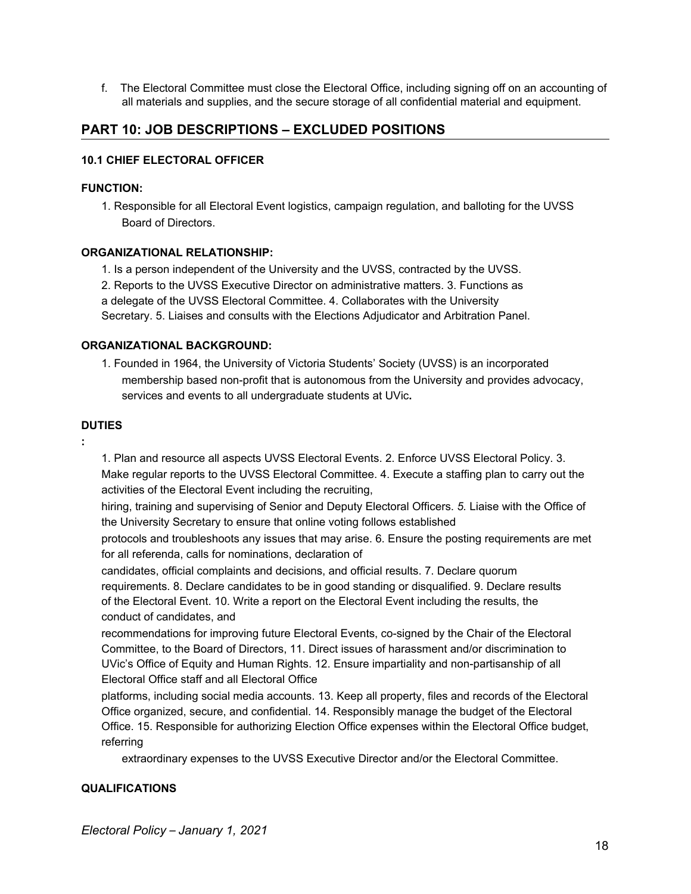f. The Electoral Committee must close the Electoral Office, including signing off on an accounting of all materials and supplies, and the secure storage of all confidential material and equipment.

## PART 10: JOB DESCRIPTIONS – EXCLUDED POSITIONS

#### 10.1 CHIEF ELECTORAL OFFICER

**FUNCTION:**

1. Responsible for all Electoral Event logistics, campaign regulation, and balloting for the UVSS Board of Directors.

**ORGANIZATIONAL RELATIONSHIP:**

1. Is a person independent of the University and the UVSS, contracted by the UVSS.
2. Reports to the UVSS Executive Director on administrative matters.
3. Functions as a delegate of the UVSS Electoral Committee.
4. Collaborates with the University Secretary.
5. Liaises and consults with the Elections Adjudicator and Arbitration Panel.

**ORGANIZATIONAL BACKGROUND:**

1. Founded in 1964, the University of Victoria Students' Society (UVSS) is an incorporated membership based non-profit that is autonomous from the University and provides advocacy, services and events to all undergraduate students at UVic**.**

**DUTIES**

**:**

1. Plan and resource all aspects UVSS Electoral Events.
2. Enforce UVSS Electoral Policy.
3. Make regular reports to the UVSS Electoral Committee.
4. Execute a staffing plan to carry out the activities of the Electoral Event including the recruiting, hiring, training and supervising of Senior and Deputy Electoral Officers.
5. Liaise with the Office of the University Secretary to ensure that online voting follows established protocols and troubleshoots any issues that may arise.
6. Ensure the posting requirements are met for all referenda, calls for nominations, declaration of candidates, official complaints and decisions, and official results.
7. Declare quorum requirements.
8. Declare candidates to be in good standing or disqualified.
9. Declare results of the Electoral Event.
10. Write a report on the Electoral Event including the results, the conduct of candidates, and recommendations for improving future Electoral Events, co-signed by the Chair of the Electoral Committee, to the Board of Directors,
11. Direct issues of harassment and/or discrimination to UVic's Office of Equity and Human Rights.
12. Ensure impartiality and non-partisanship of all Electoral Office staff and all Electoral Office platforms, including social media accounts.
13. Keep all property, files and records of the Electoral Office organized, secure, and confidential.
14. Responsibly manage the budget of the Electoral Office.
15. Responsible for authorizing Election Office expenses within the Electoral Office budget, referring extraordinary expenses to the UVSS Executive Director and/or the Electoral Committee.

**QUALIFICATIONS**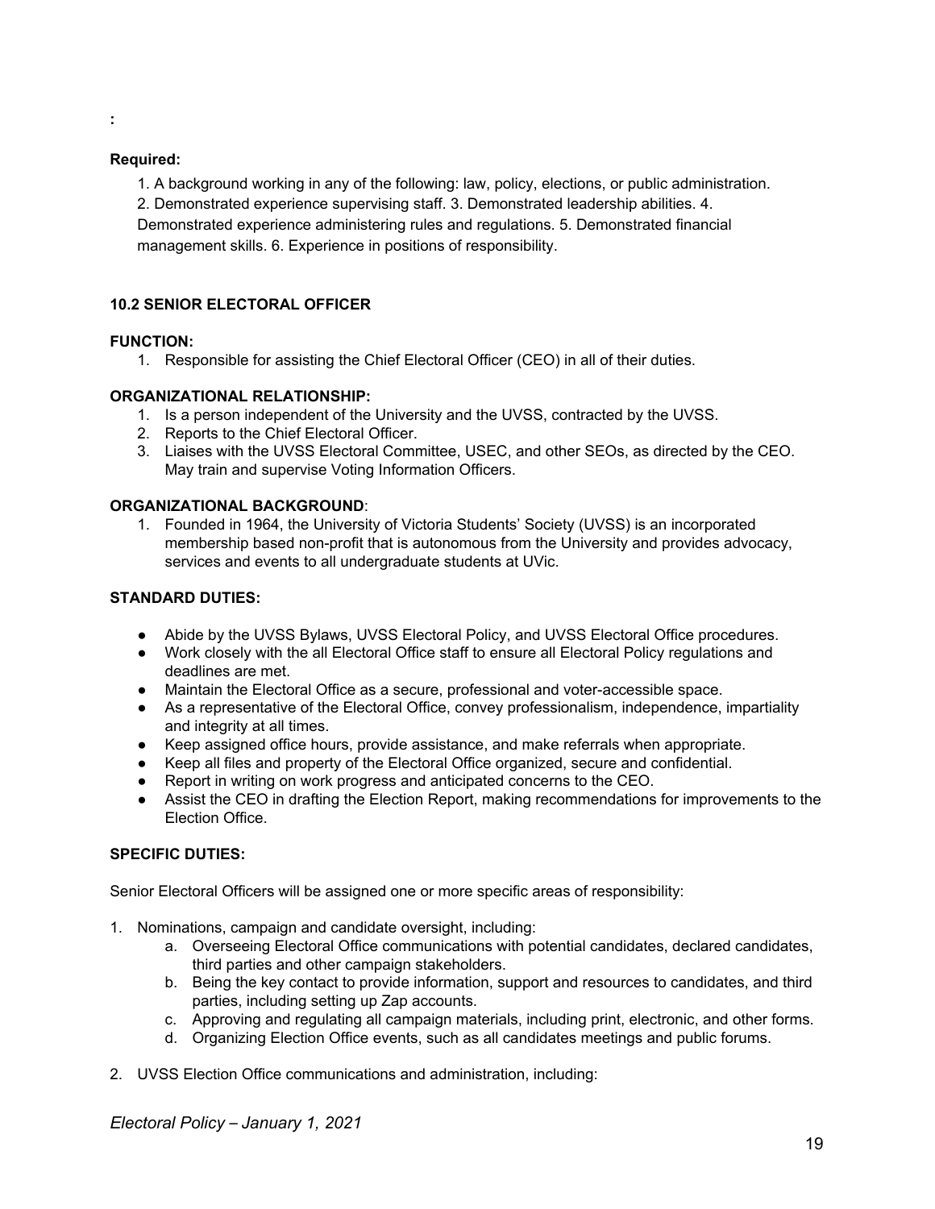:

**Required:**

1. A background working in any of the following: law, policy, elections, or public administration.
2. Demonstrated experience supervising staff. 3. Demonstrated leadership abilities. 4. Demonstrated experience administering rules and regulations. 5. Demonstrated financial management skills. 6. Experience in positions of responsibility.

**10.2 SENIOR ELECTORAL OFFICER**

**FUNCTION:**

1. Responsible for assisting the Chief Electoral Officer (CEO) in all of their duties.

**ORGANIZATIONAL RELATIONSHIP:**

1. Is a person independent of the University and the UVSS, contracted by the UVSS.
2. Reports to the Chief Electoral Officer.
3. Liaises with the UVSS Electoral Committee, USEC, and other SEOs, as directed by the CEO. May train and supervise Voting Information Officers.

**ORGANIZATIONAL BACKGROUND**:

1. Founded in 1964, the University of Victoria Students' Society (UVSS) is an incorporated membership based non-profit that is autonomous from the University and provides advocacy, services and events to all undergraduate students at UVic.

**STANDARD DUTIES:**

- Abide by the UVSS Bylaws, UVSS Electoral Policy, and UVSS Electoral Office procedures.
- Work closely with the all Electoral Office staff to ensure all Electoral Policy regulations and deadlines are met.
- Maintain the Electoral Office as a secure, professional and voter-accessible space.
- As a representative of the Electoral Office, convey professionalism, independence, impartiality and integrity at all times.
- Keep assigned office hours, provide assistance, and make referrals when appropriate.
- Keep all files and property of the Electoral Office organized, secure and confidential.
- Report in writing on work progress and anticipated concerns to the CEO.
- Assist the CEO in drafting the Election Report, making recommendations for improvements to the Election Office.

**SPECIFIC DUTIES:**

Senior Electoral Officers will be assigned one or more specific areas of responsibility:

1. Nominations, campaign and candidate oversight, including:
    a. Overseeing Electoral Office communications with potential candidates, declared candidates, third parties and other campaign stakeholders.
    b. Being the key contact to provide information, support and resources to candidates, and third parties, including setting up Zap accounts.
    c. Approving and regulating all campaign materials, including print, electronic, and other forms.
    d. Organizing Election Office events, such as all candidates meetings and public forums.
2. UVSS Election Office communications and administration, including:

*Electoral Policy – January 1, 2021*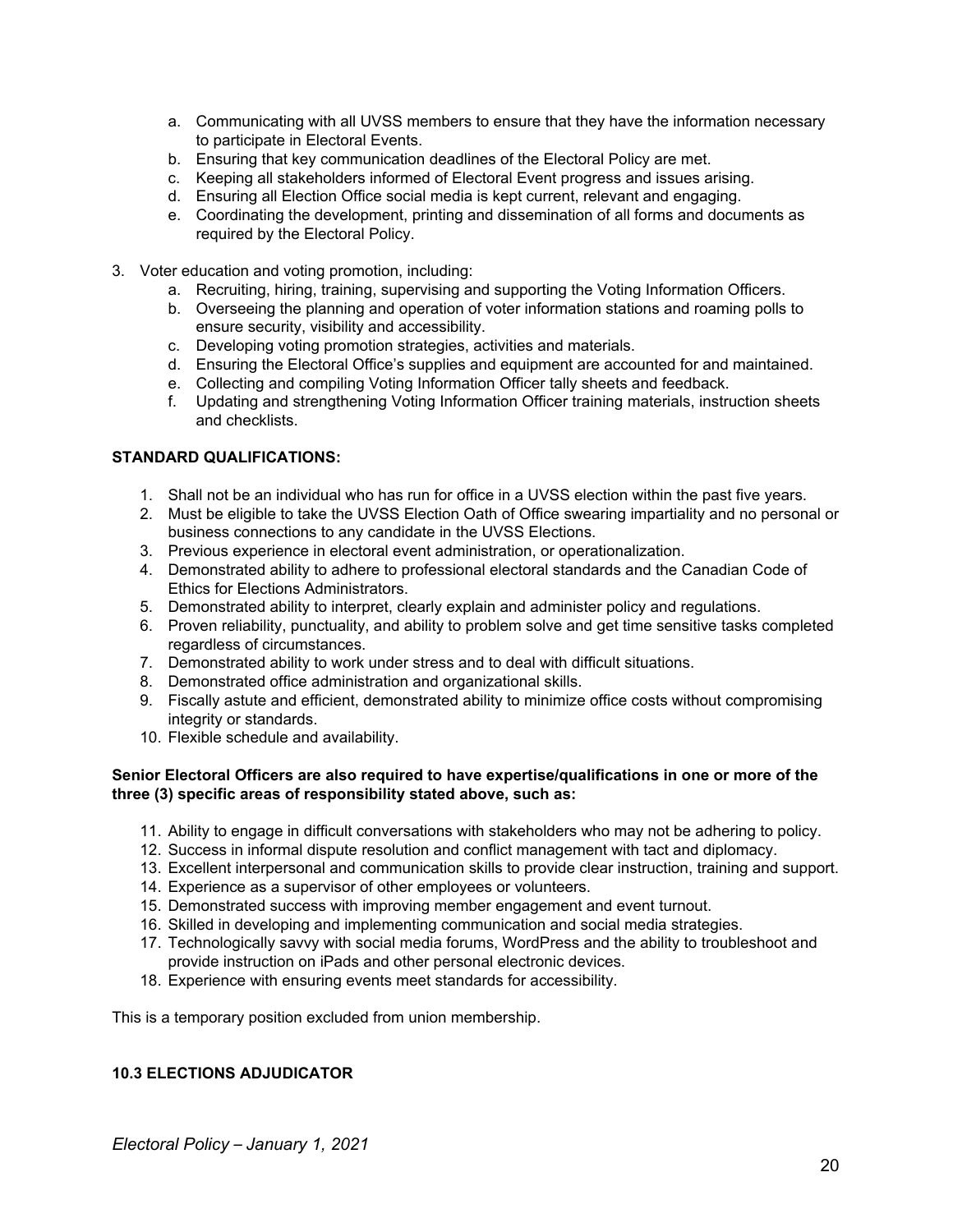a. Communicating with all UVSS members to ensure that they have the information necessary to participate in Electoral Events.
   b. Ensuring that key communication deadlines of the Electoral Policy are met.
   c. Keeping all stakeholders informed of Electoral Event progress and issues arising.
   d. Ensuring all Election Office social media is kept current, relevant and engaging.
   e. Coordinating the development, printing and dissemination of all forms and documents as required by the Electoral Policy.

3. Voter education and voting promotion, including:
   a. Recruiting, hiring, training, supervising and supporting the Voting Information Officers.
   b. Overseeing the planning and operation of voter information stations and roaming polls to ensure security, visibility and accessibility.
   c. Developing voting promotion strategies, activities and materials.
   d. Ensuring the Electoral Office's supplies and equipment are accounted for and maintained.
   e. Collecting and compiling Voting Information Officer tally sheets and feedback.
   f. Updating and strengthening Voting Information Officer training materials, instruction sheets and checklists.

**STANDARD QUALIFICATIONS:**

1. Shall not be an individual who has run for office in a UVSS election within the past five years.
2. Must be eligible to take the UVSS Election Oath of Office swearing impartiality and no personal or business connections to any candidate in the UVSS Elections.
3. Previous experience in electoral event administration, or operationalization.
4. Demonstrated ability to adhere to professional electoral standards and the Canadian Code of Ethics for Elections Administrators.
5. Demonstrated ability to interpret, clearly explain and administer policy and regulations.
6. Proven reliability, punctuality, and ability to problem solve and get time sensitive tasks completed regardless of circumstances.
7. Demonstrated ability to work under stress and to deal with difficult situations.
8. Demonstrated office administration and organizational skills.
9. Fiscally astute and efficient, demonstrated ability to minimize office costs without compromising integrity or standards.
10. Flexible schedule and availability.

**Senior Electoral Officers are also required to have expertise/qualifications in one or more of the three (3) specific areas of responsibility stated above, such as:**

11. Ability to engage in difficult conversations with stakeholders who may not be adhering to policy.
12. Success in informal dispute resolution and conflict management with tact and diplomacy.
13. Excellent interpersonal and communication skills to provide clear instruction, training and support.
14. Experience as a supervisor of other employees or volunteers.
15. Demonstrated success with improving member engagement and event turnout.
16. Skilled in developing and implementing communication and social media strategies.
17. Technologically savvy with social media forums, WordPress and the ability to troubleshoot and provide instruction on iPads and other personal electronic devices.
18. Experience with ensuring events meet standards for accessibility.

This is a temporary position excluded from union membership.

**10.3 ELECTIONS ADJUDICATOR**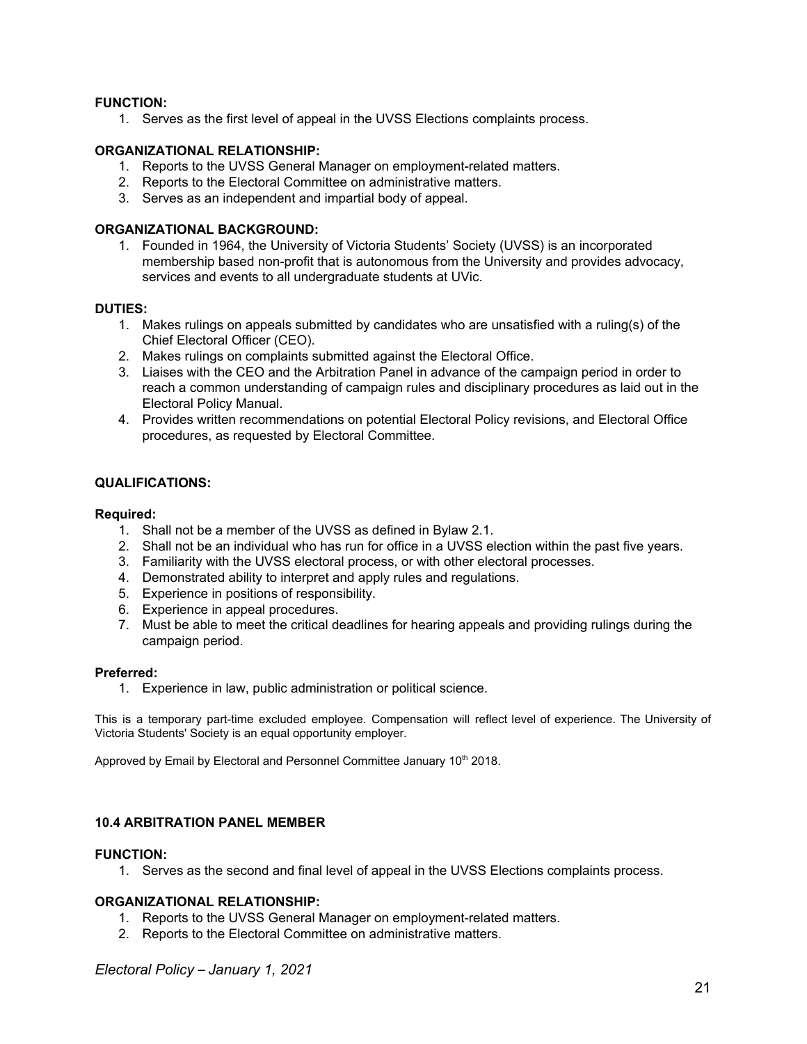**FUNCTION:**

1. Serves as the first level of appeal in the UVSS Elections complaints process.

**ORGANIZATIONAL RELATIONSHIP:**

1. Reports to the UVSS General Manager on employment-related matters.
2. Reports to the Electoral Committee on administrative matters.
3. Serves as an independent and impartial body of appeal.

**ORGANIZATIONAL BACKGROUND:**

1. Founded in 1964, the University of Victoria Students' Society (UVSS) is an incorporated membership based non-profit that is autonomous from the University and provides advocacy, services and events to all undergraduate students at UVic.

**DUTIES:**

1. Makes rulings on appeals submitted by candidates who are unsatisfied with a ruling(s) of the Chief Electoral Officer (CEO).
2. Makes rulings on complaints submitted against the Electoral Office.
3. Liaises with the CEO and the Arbitration Panel in advance of the campaign period in order to reach a common understanding of campaign rules and disciplinary procedures as laid out in the Electoral Policy Manual.
4. Provides written recommendations on potential Electoral Policy revisions, and Electoral Office procedures, as requested by Electoral Committee.

**QUALIFICATIONS:**

**Required:**

1. Shall not be a member of the UVSS as defined in Bylaw 2.1.
2. Shall not be an individual who has run for office in a UVSS election within the past five years.
3. Familiarity with the UVSS electoral process, or with other electoral processes.
4. Demonstrated ability to interpret and apply rules and regulations.
5. Experience in positions of responsibility.
6. Experience in appeal procedures.
7. Must be able to meet the critical deadlines for hearing appeals and providing rulings during the campaign period.

**Preferred:**

1. Experience in law, public administration or political science.

This is a temporary part-time excluded employee. Compensation will reflect level of experience. The University of Victoria Students' Society is an equal opportunity employer.

Approved by Email by Electoral and Personnel Committee January 10th 2018.

### 10.4 ARBITRATION PANEL MEMBER

**FUNCTION:**

1. Serves as the second and final level of appeal in the UVSS Elections complaints process.

**ORGANIZATIONAL RELATIONSHIP:**

1. Reports to the UVSS General Manager on employment-related matters.
2. Reports to the Electoral Committee on administrative matters.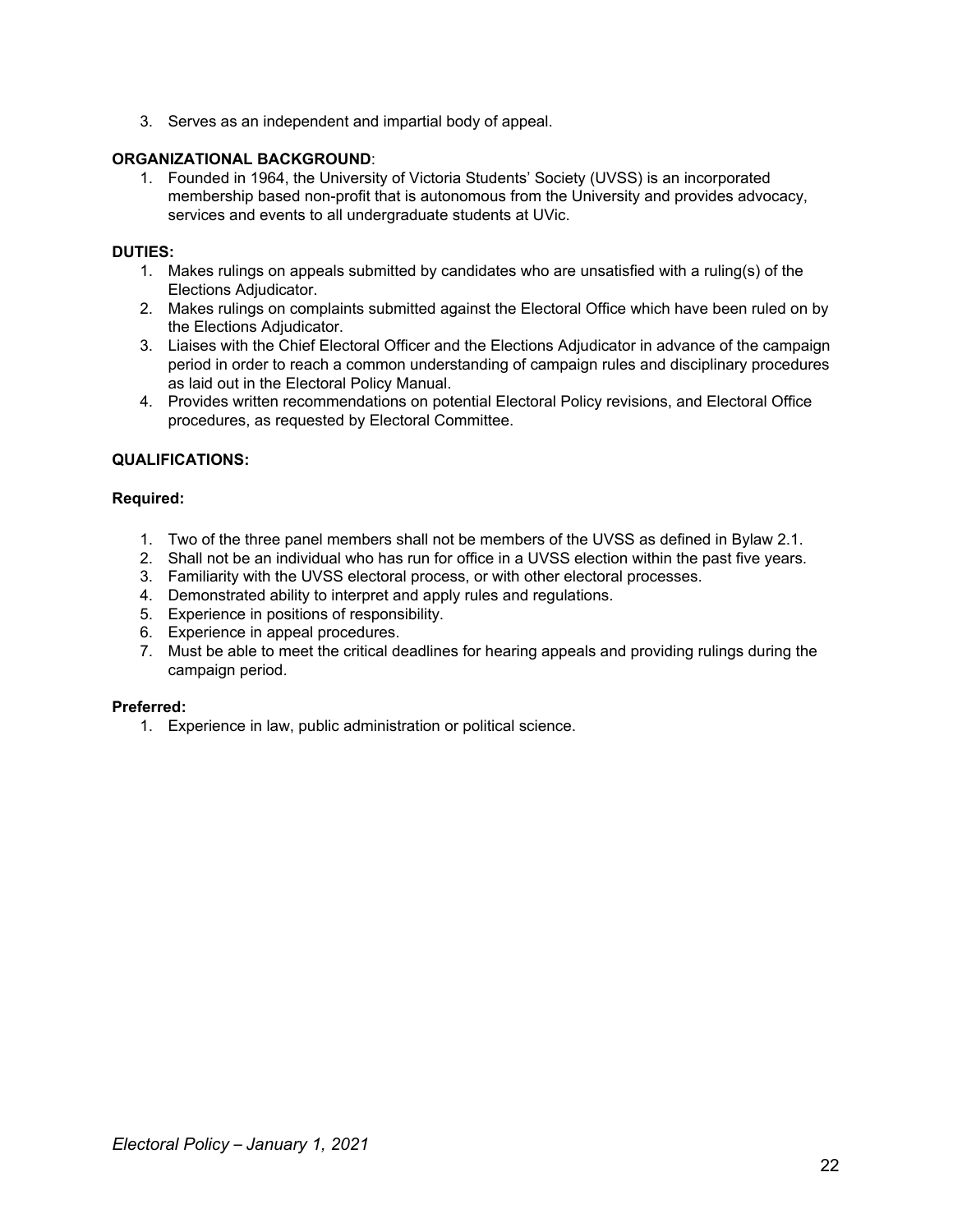3. Serves as an independent and impartial body of appeal.

**ORGANIZATIONAL BACKGROUND**:

1. Founded in 1964, the University of Victoria Students' Society (UVSS) is an incorporated membership based non-profit that is autonomous from the University and provides advocacy, services and events to all undergraduate students at UVic.

**DUTIES:**

1. Makes rulings on appeals submitted by candidates who are unsatisfied with a ruling(s) of the Elections Adjudicator.
2. Makes rulings on complaints submitted against the Electoral Office which have been ruled on by the Elections Adjudicator.
3. Liaises with the Chief Electoral Officer and the Elections Adjudicator in advance of the campaign period in order to reach a common understanding of campaign rules and disciplinary procedures as laid out in the Electoral Policy Manual.
4. Provides written recommendations on potential Electoral Policy revisions, and Electoral Office procedures, as requested by Electoral Committee.

**QUALIFICATIONS:**

**Required:**

1. Two of the three panel members shall not be members of the UVSS as defined in Bylaw 2.1.
2. Shall not be an individual who has run for office in a UVSS election within the past five years.
3. Familiarity with the UVSS electoral process, or with other electoral processes.
4. Demonstrated ability to interpret and apply rules and regulations.
5. Experience in positions of responsibility.
6. Experience in appeal procedures.
7. Must be able to meet the critical deadlines for hearing appeals and providing rulings during the campaign period.

**Preferred:**

1. Experience in law, public administration or political science.